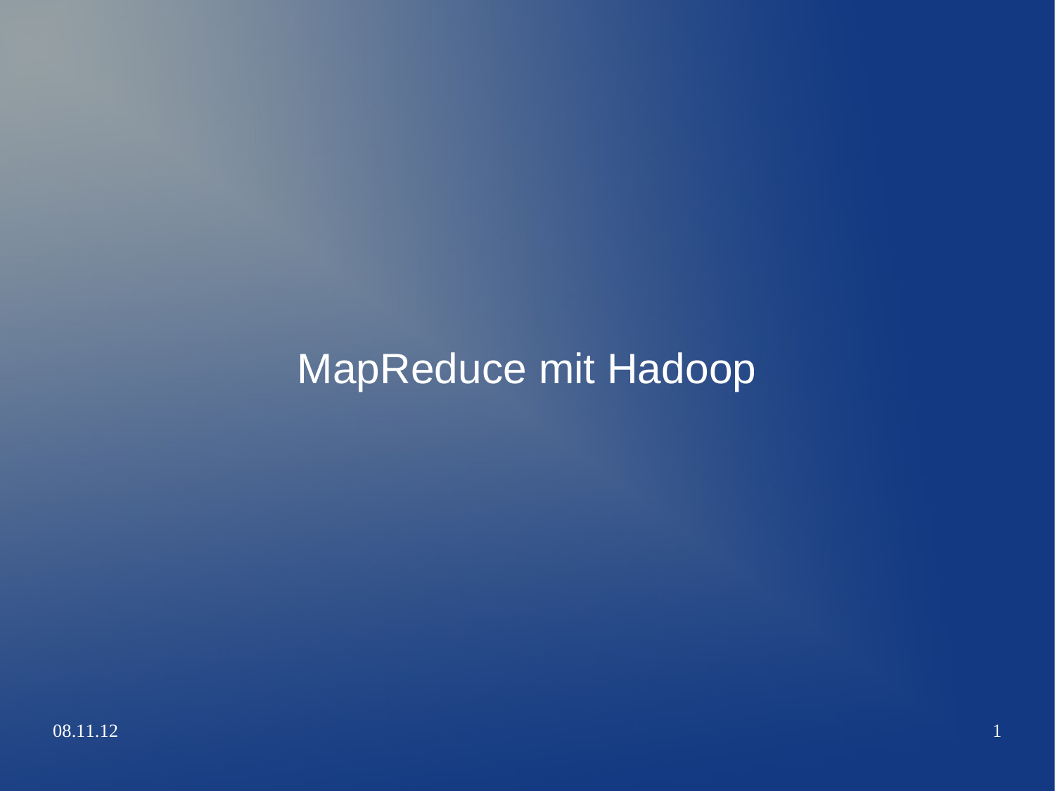# MapReduce mit Hadoop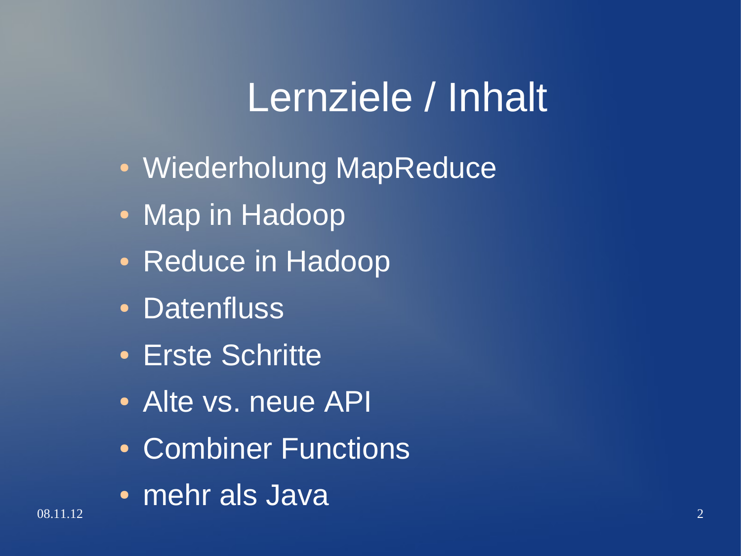# Lernziele / Inhalt

- Wiederholung MapReduce
- Map in Hadoop
- Reduce in Hadoop
- Datenfluss
- Erste Schritte
- Alte vs. neue API
- Combiner Functions
- mehr als Java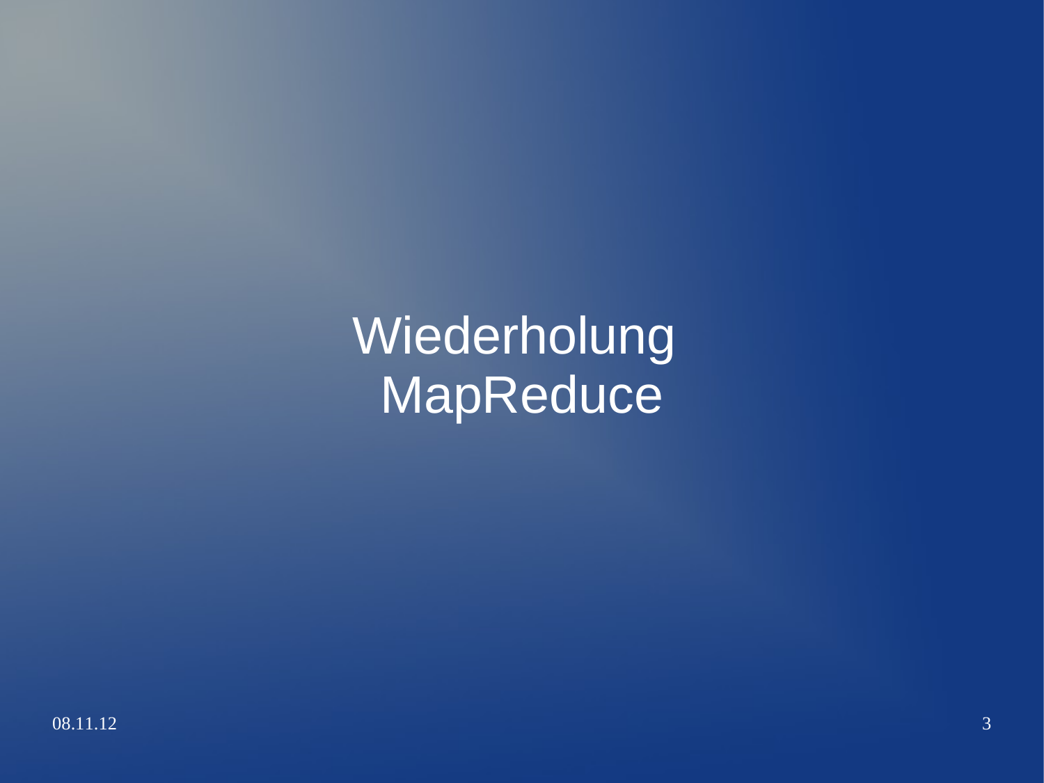# Wiederholung MapReduce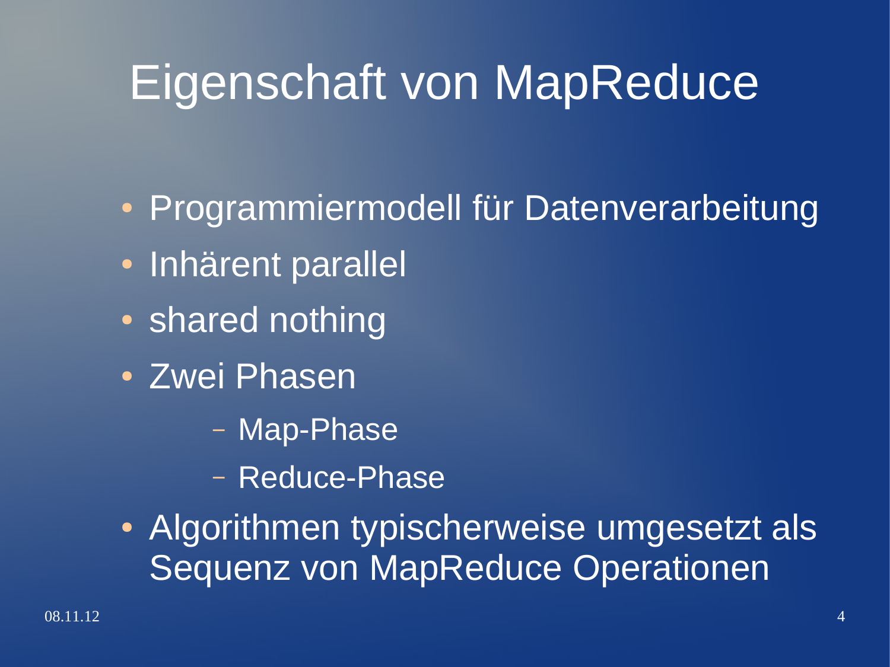# Eigenschaft von MapReduce

- Programmiermodell für Datenverarbeitung
- Inhärent parallel
- shared nothing
- Zwei Phasen
  - Map-Phase
  - Reduce-Phase
- Algorithmen typischerweise umgesetzt als Sequenz von MapReduce Operationen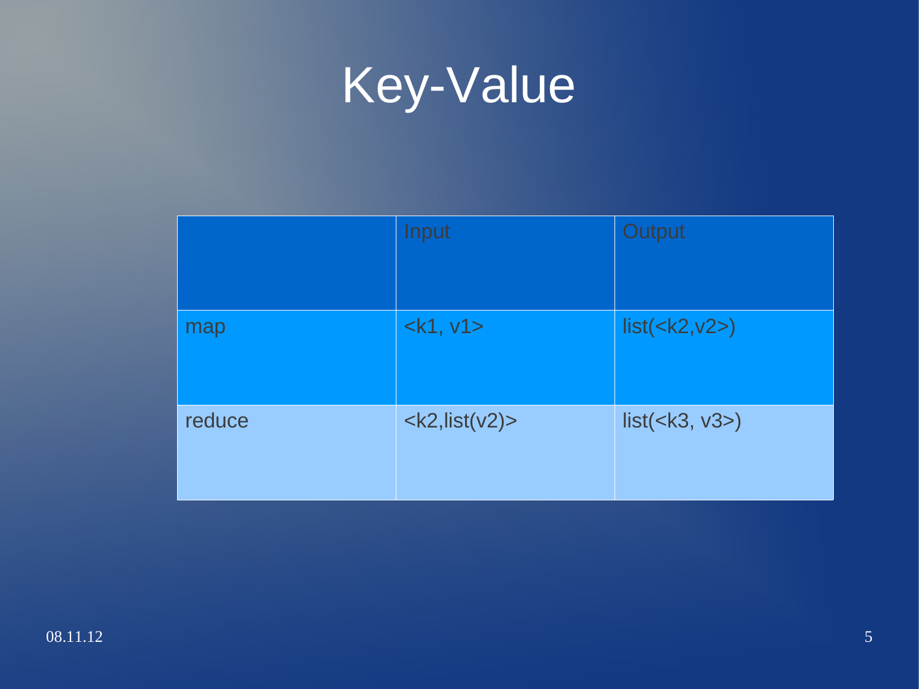# Key-Value

| | Input | Output |
|---|---|---|
| map | <k1, v1> | list(<k2,v2>) |
| reduce | <k2,list(v2)> | list(<k3, v3>) |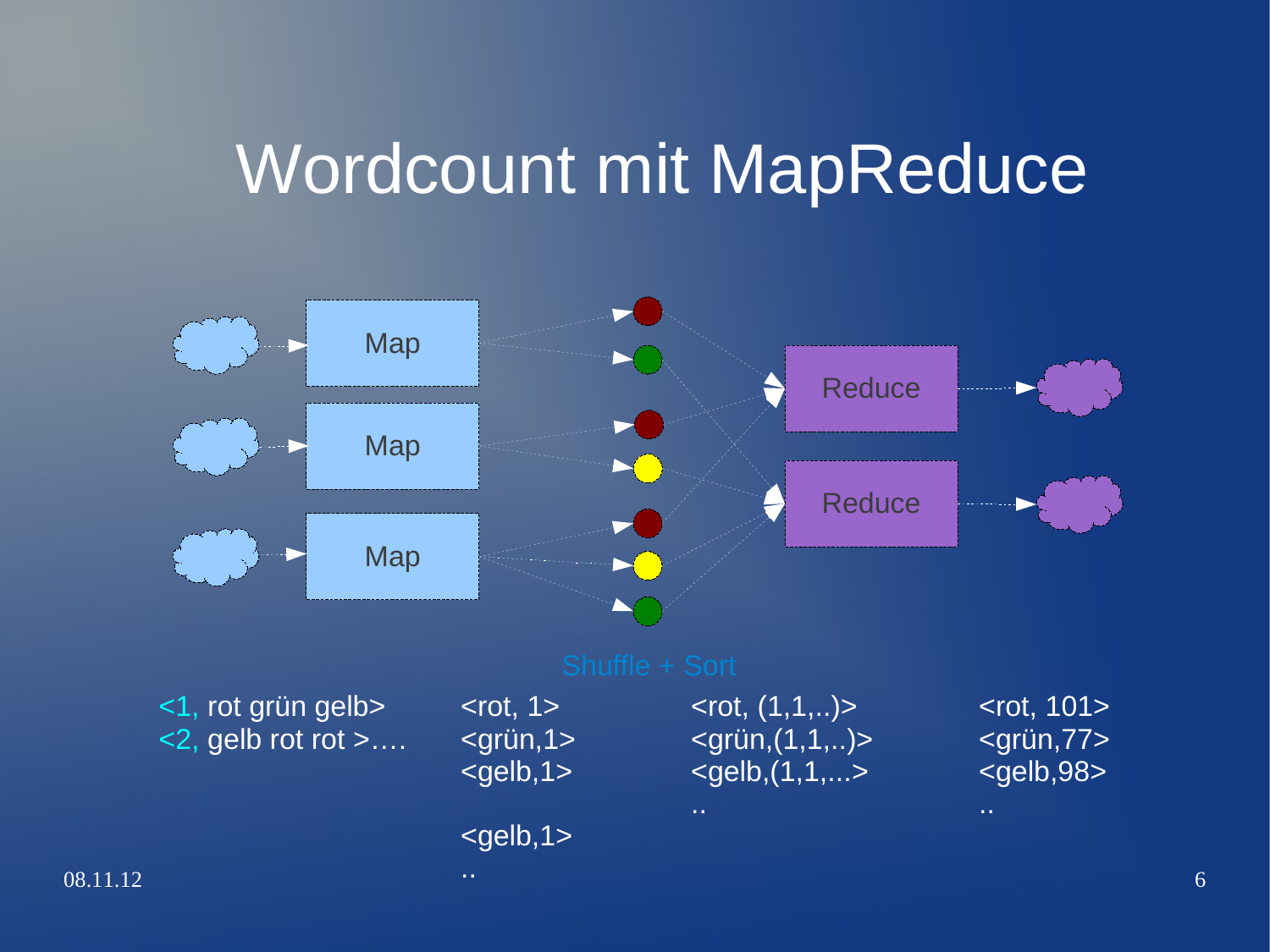# Wordcount mit MapReduce

Map

Map

Map

Reduce

Reduce

Shuffle + Sort

<1, rot grün gelb>
<2, gelb rot rot >….

<rot, 1>
<grün,1>
<gelb,1>

<gelb,1>
..

<rot, (1,1,..)>
<grün,(1,1,..)>
<gelb,(1,1,...>
..

<rot, 101>
<grün,77>
<gelb,98>
..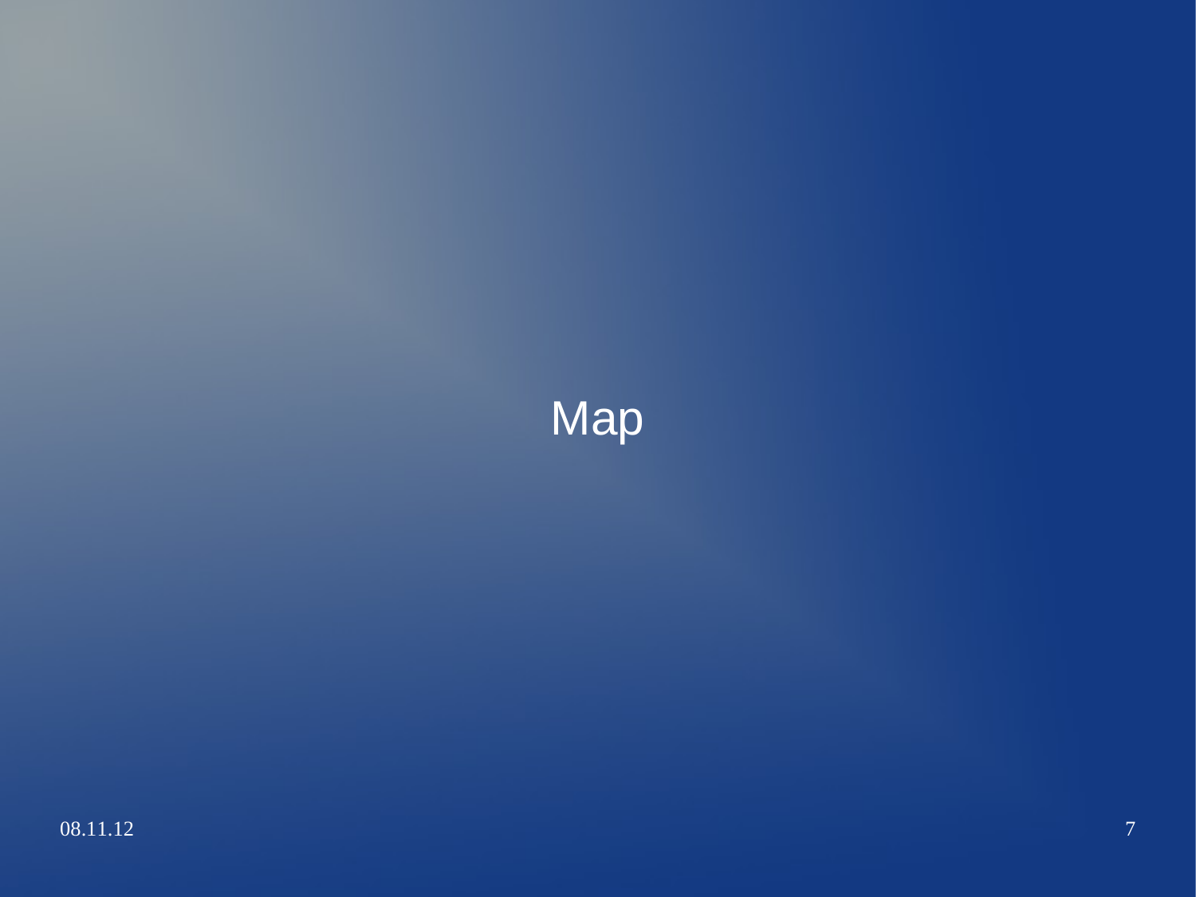# Map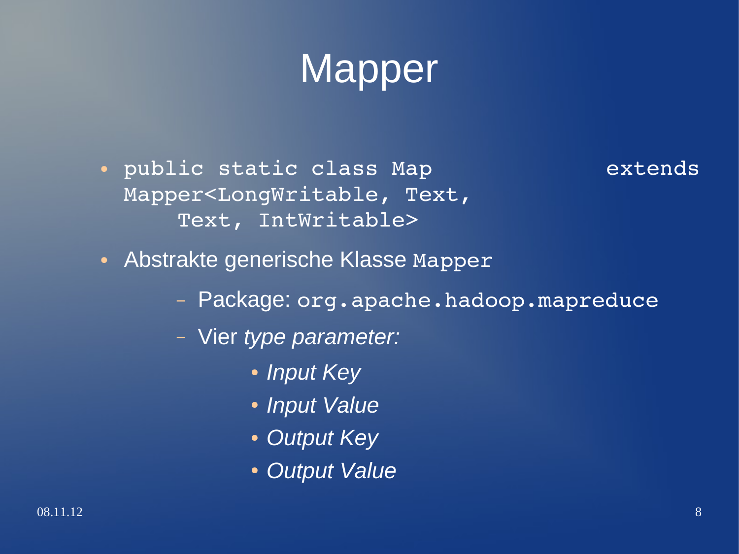# Mapper

- `public static class Map extends Mapper<LongWritable, Text, Text, IntWritable>`
- Abstrakte generische Klasse `Mapper`
  - Package: `org.apache.hadoop.mapreduce`
  - Vier *type parameter:*
    - *Input Key*
    - *Input Value*
    - *Output Key*
    - *Output Value*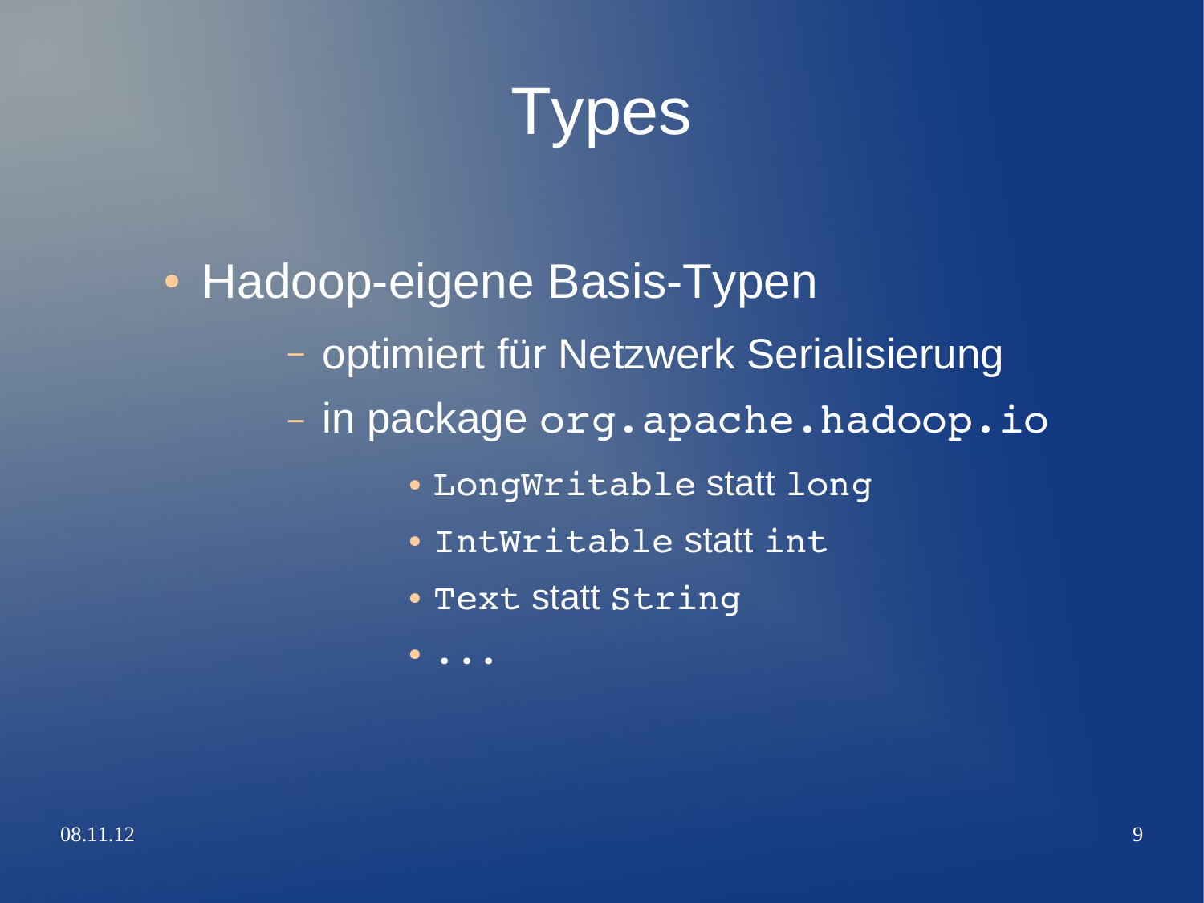# Types

- Hadoop-eigene Basis-Typen
  - optimiert für Netzwerk Serialisierung
  - in package `org.apache.hadoop.io`
    - `LongWritable` statt `long`
    - `IntWritable` statt `int`
    - `Text` statt `String`
    - `...`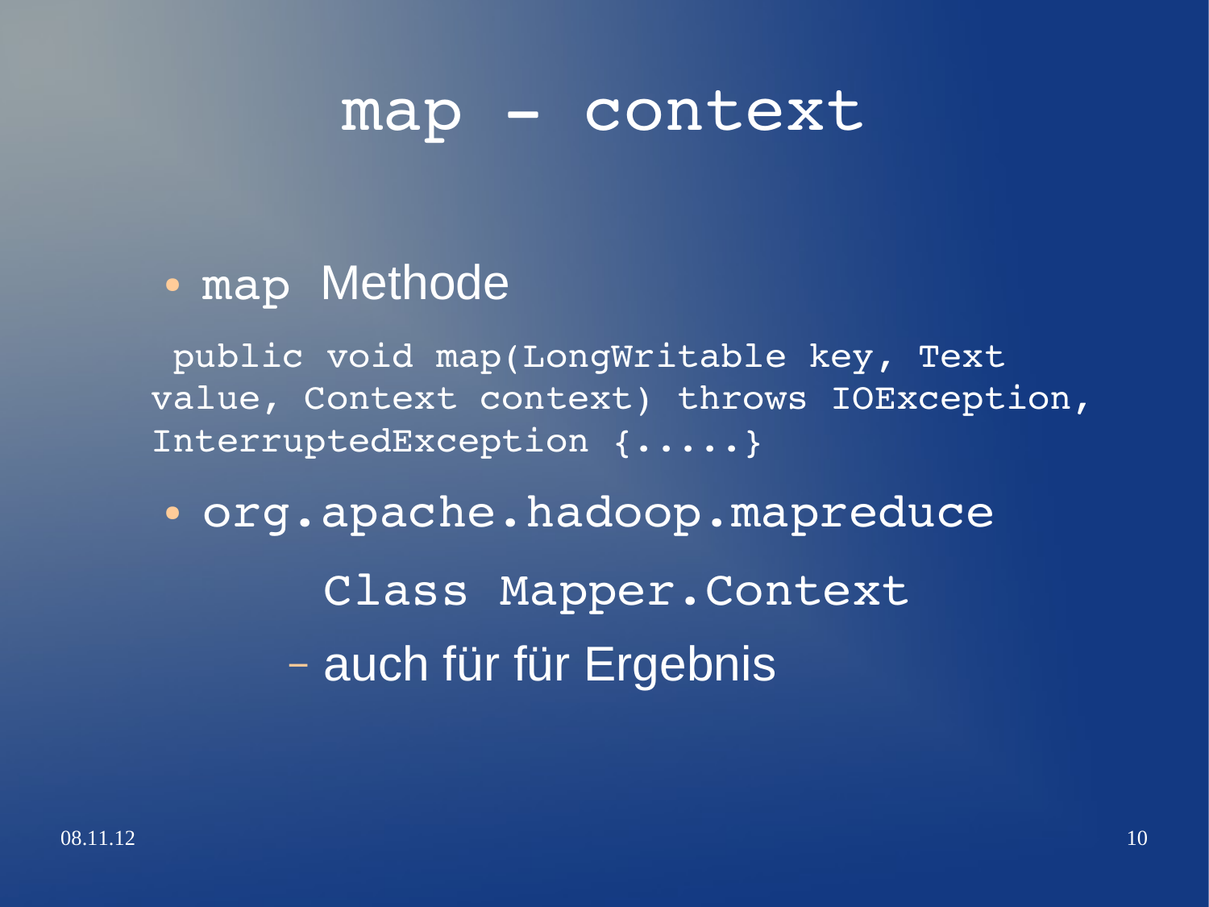# map – context

- `map` Methode

```
public void map(LongWritable key, Text value, Context context) throws IOException, InterruptedException {.....}
```

- org.apache.hadoop.mapreduce

  Class Mapper.Context

  - auch für für Ergebnis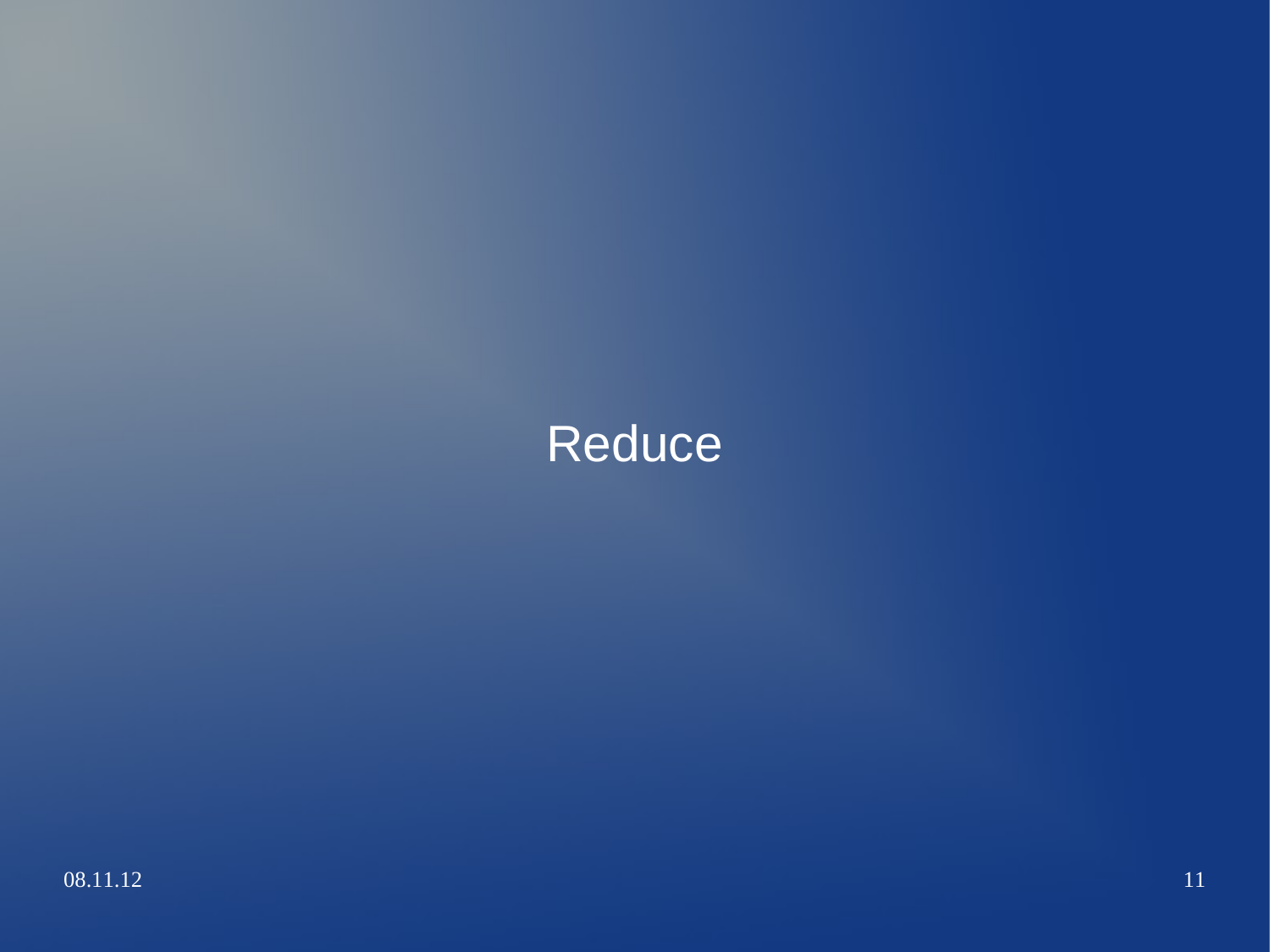# Reduce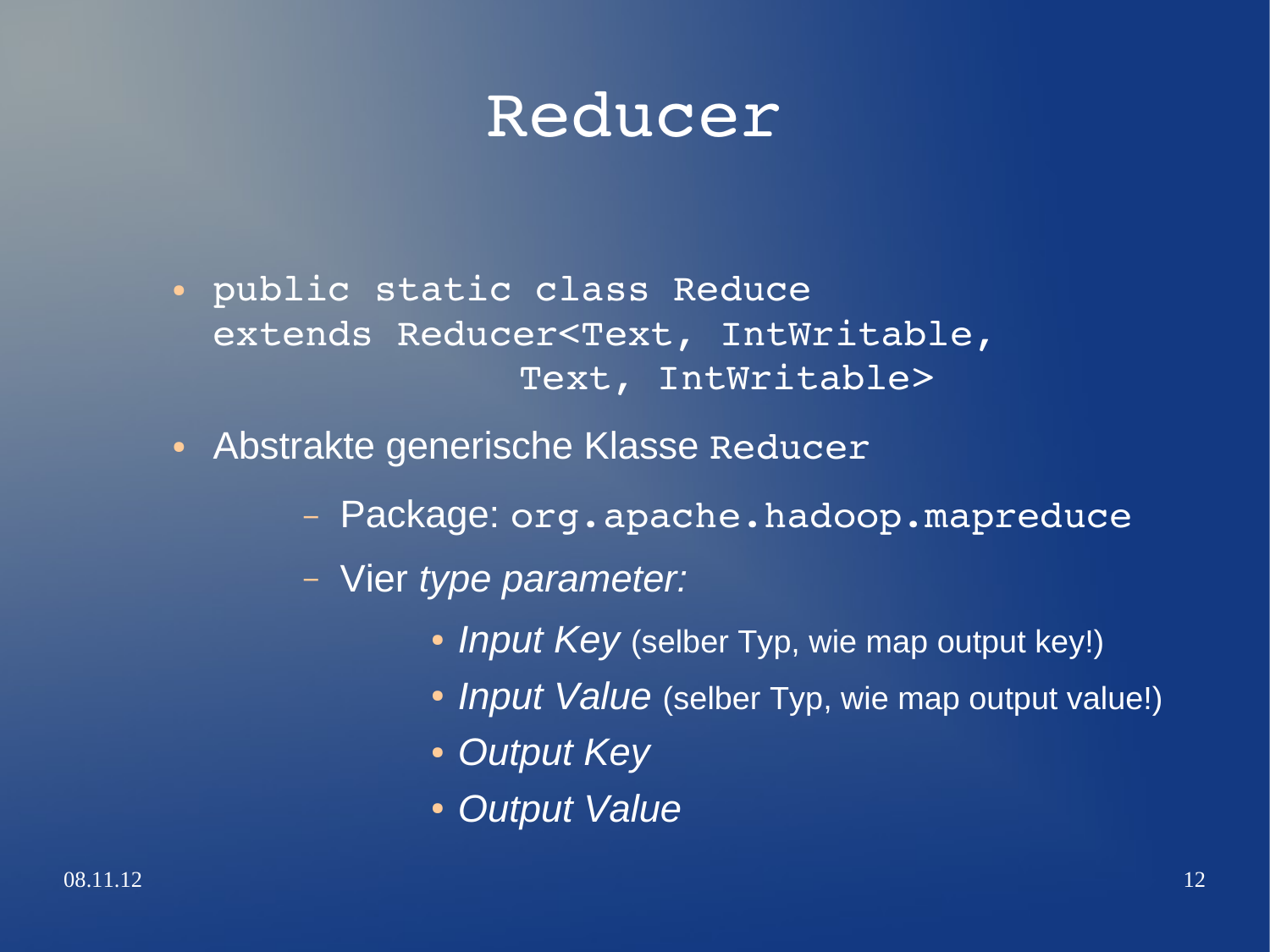# Reducer

- ```
  public static class Reduce
  extends Reducer<Text, IntWritable,
                  Text, IntWritable>
  ```
- Abstrakte generische Klasse `Reducer`
  - Package: `org.apache.hadoop.mapreduce`
  - Vier *type parameter:*
    - *Input Key* (selber Typ, wie map output key!)
    - *Input Value* (selber Typ, wie map output value!)
    - *Output Key*
    - *Output Value*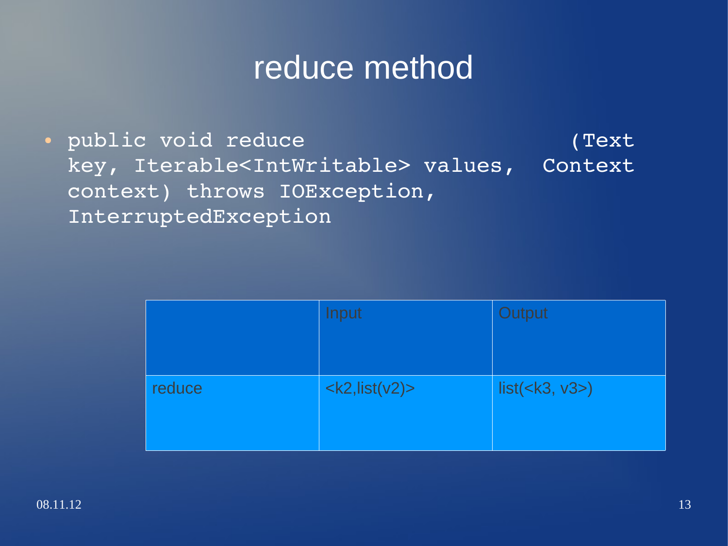# reduce method

- `public void reduce (Text key, Iterable<IntWritable> values, Context context) throws IOException, InterruptedException`

| | Input | Output |
|---|---|---|
| reduce | <k2,list(v2)> | list(<k3, v3>) |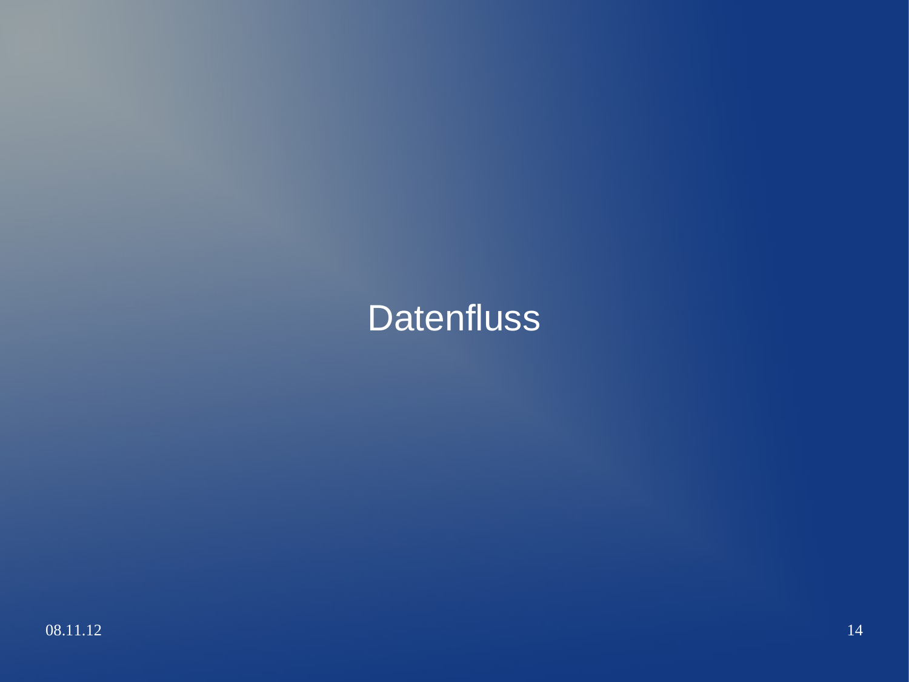# Datenfluss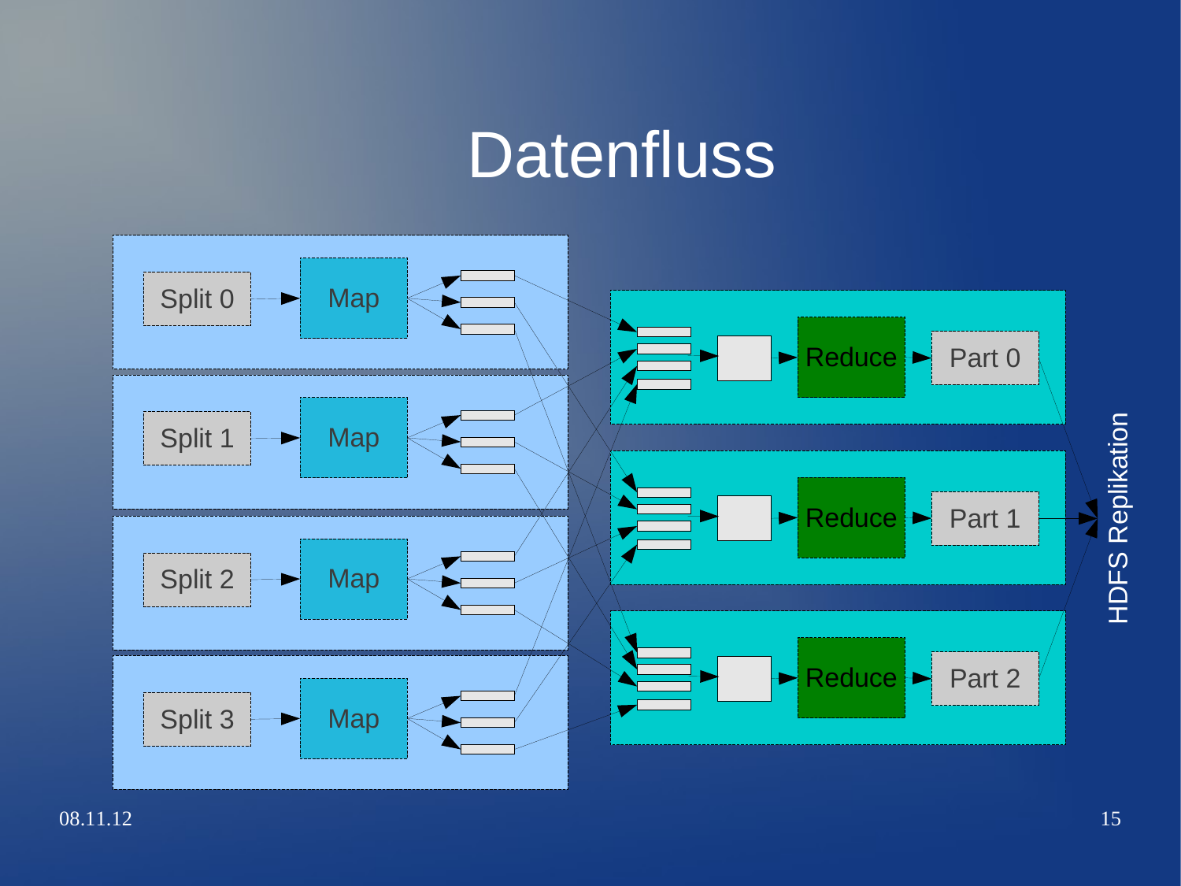# Datenfluss

Split 0 → Map

Split 1 → Map

Split 2 → Map

Split 3 → Map

Reduce → Part 0

Reduce → Part 1

Reduce → Part 2

HDFS Replikation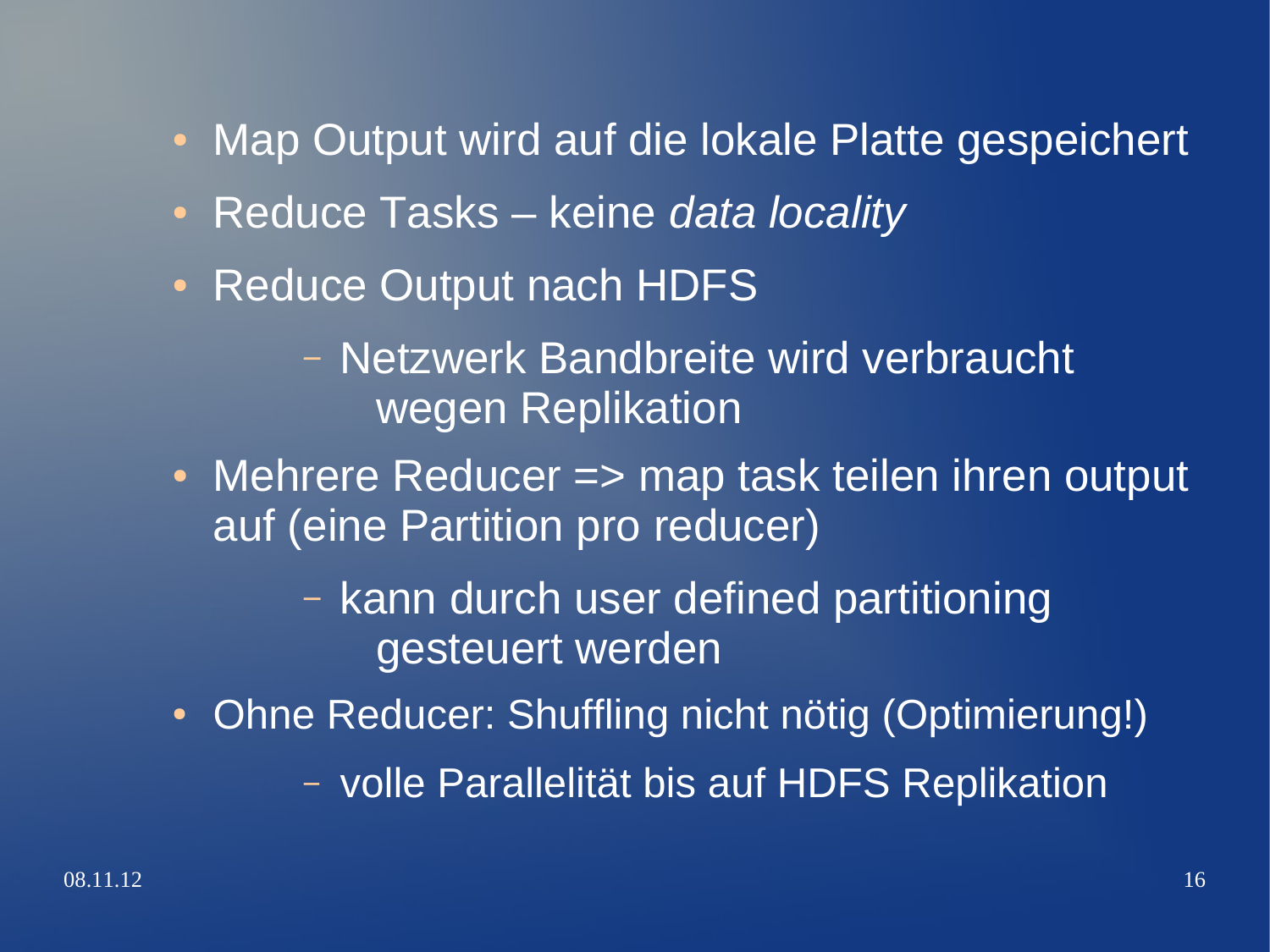- Map Output wird auf die lokale Platte gespeichert
- Reduce Tasks – keine *data locality*
- Reduce Output nach HDFS
  - Netzwerk Bandbreite wird verbraucht wegen Replikation
- Mehrere Reducer => map task teilen ihren output auf (eine Partition pro reducer)
  - kann durch user defined partitioning gesteuert werden
- Ohne Reducer: Shuffling nicht nötig (Optimierung!)
  - volle Parallelität bis auf HDFS Replikation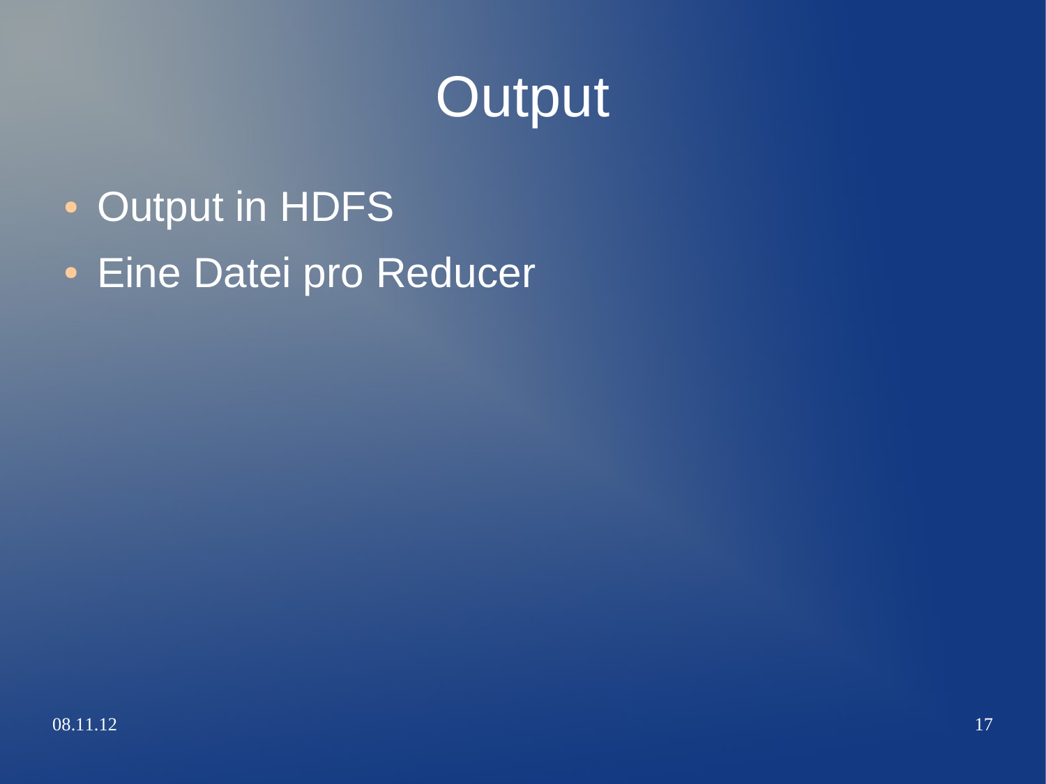# Output

- Output in HDFS
- Eine Datei pro Reducer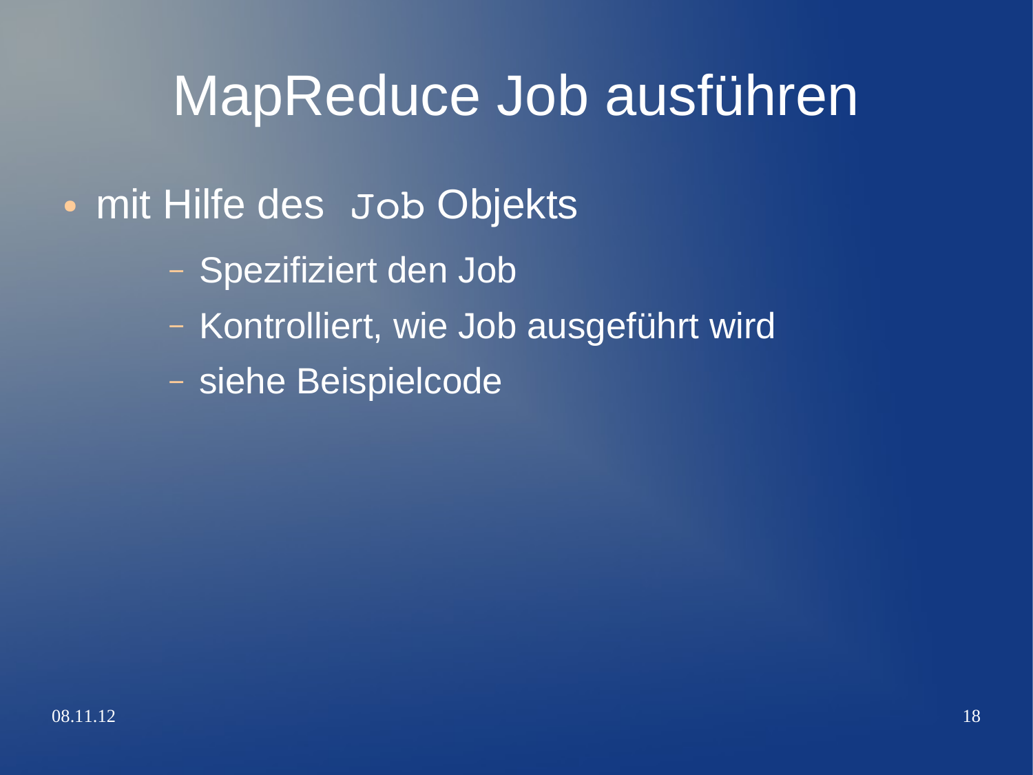# MapReduce Job ausführen

- mit Hilfe des `Job` Objekts
  - Spezifiziert den Job
  - Kontrolliert, wie Job ausgeführt wird
  - siehe Beispielcode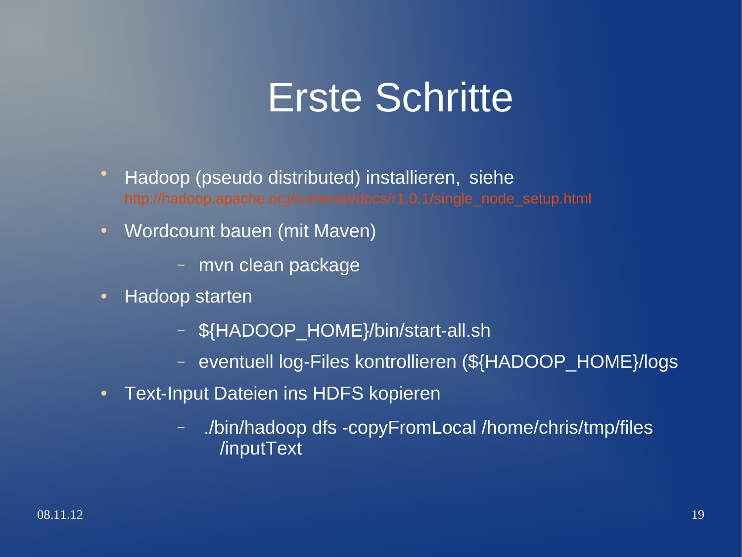# Erste Schritte

- Hadoop (pseudo distributed) installieren, siehe http://hadoop.apache.org/common/docs/r1.0.1/single_node_setup.html
- Wordcount bauen (mit Maven)
  - mvn clean package
- Hadoop starten
  - ${HADOOP_HOME}/bin/start-all.sh
  - eventuell log-Files kontrollieren (${HADOOP_HOME}/logs
- Text-Input Dateien ins HDFS kopieren
  - ./bin/hadoop dfs -copyFromLocal /home/chris/tmp/files /inputText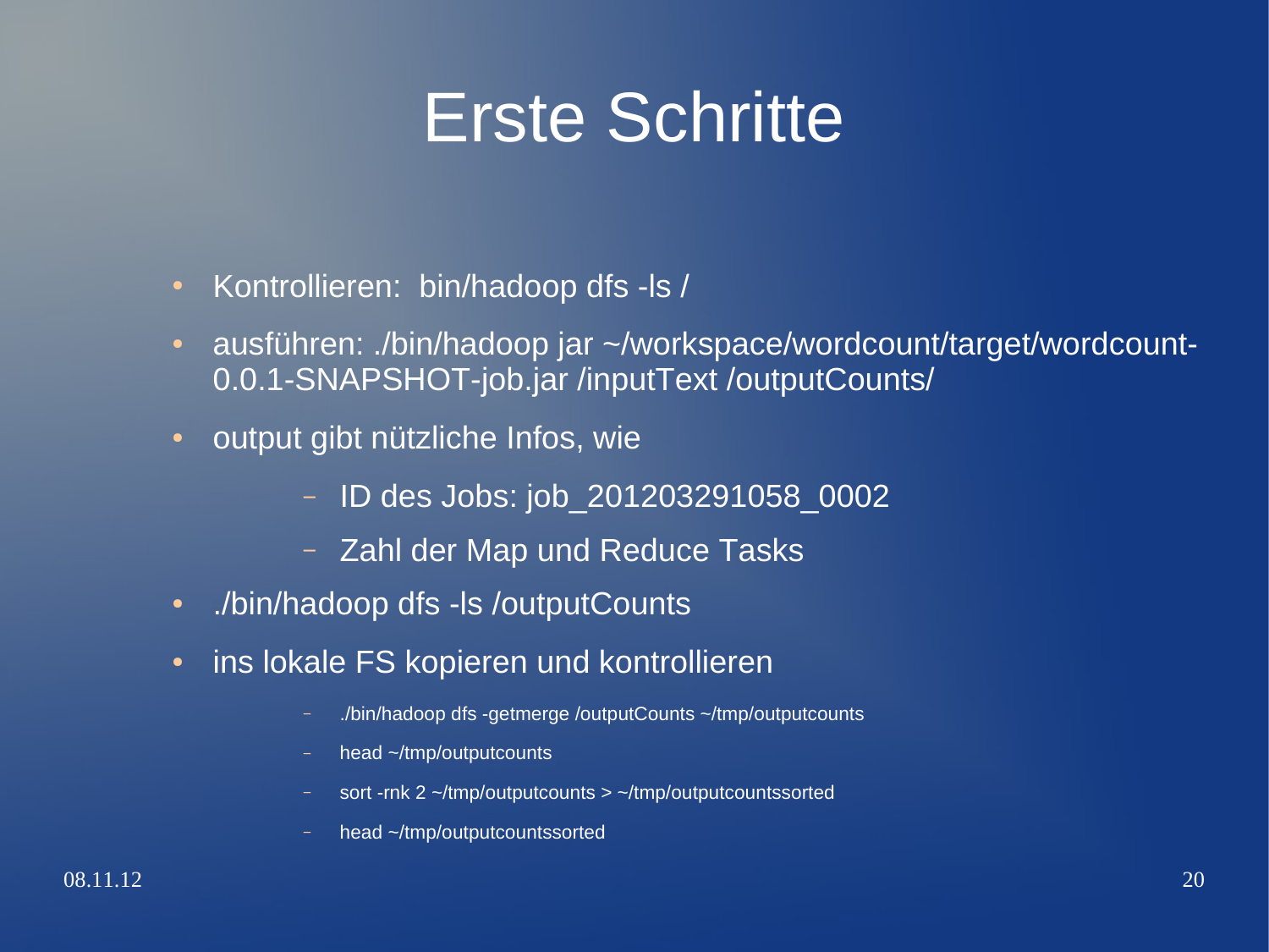# Erste Schritte

- Kontrollieren: bin/hadoop dfs -ls /
- ausführen: ./bin/hadoop jar ~/workspace/wordcount/target/wordcount-0.0.1-SNAPSHOT-job.jar /inputText /outputCounts/
- output gibt nützliche Infos, wie
  - ID des Jobs: job_201203291058_0002
  - Zahl der Map und Reduce Tasks
- ./bin/hadoop dfs -ls /outputCounts
- ins lokale FS kopieren und kontrollieren
  - ./bin/hadoop dfs -getmerge /outputCounts ~/tmp/outputcounts
  - head ~/tmp/outputcounts
  - sort -rnk 2 ~/tmp/outputcounts > ~/tmp/outputcountssorted
  - head ~/tmp/outputcountssorted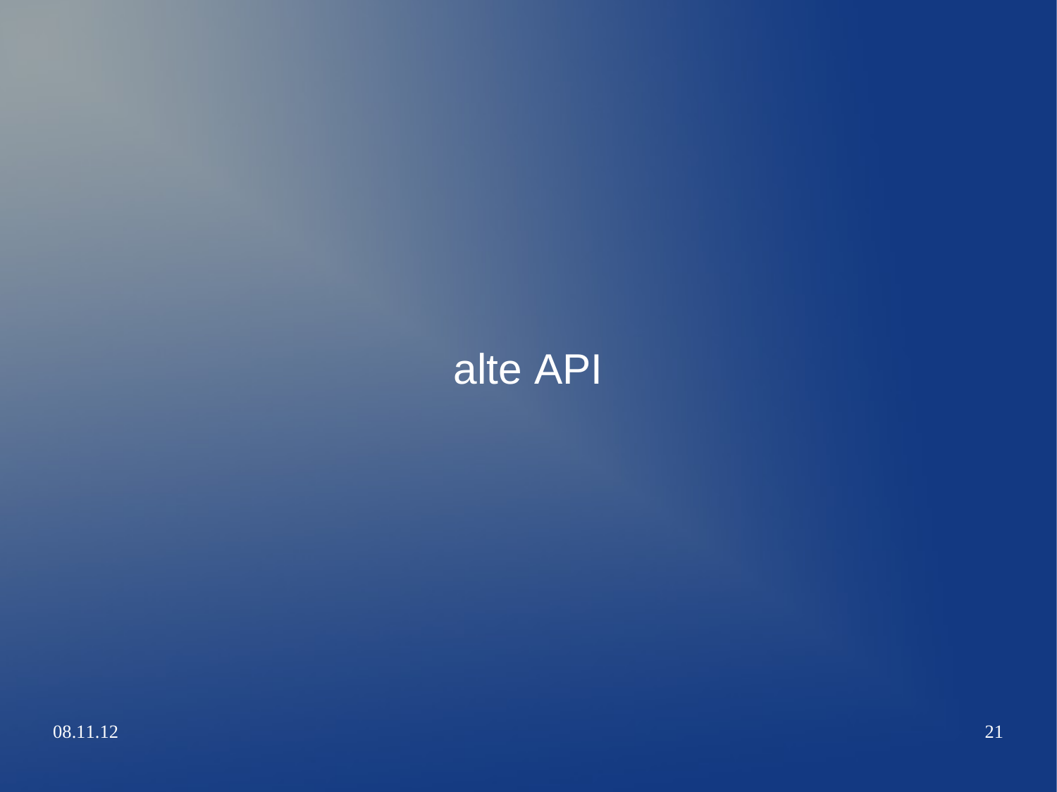# alte API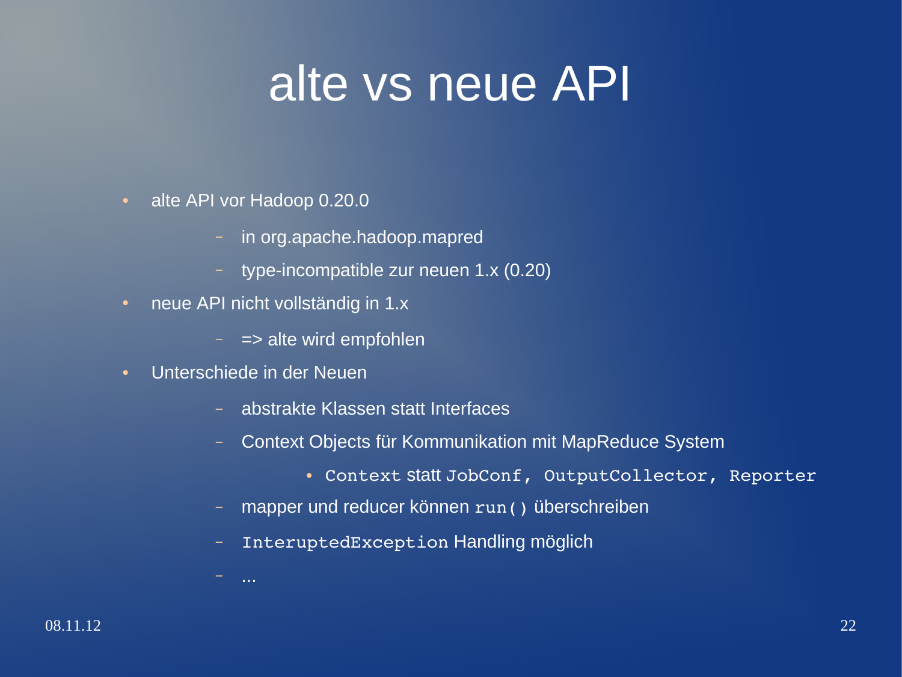# alte vs neue API

- alte API vor Hadoop 0.20.0
  - in org.apache.hadoop.mapred
  - type-incompatible zur neuen 1.x (0.20)
- neue API nicht vollständig in 1.x
  - => alte wird empfohlen
- Unterschiede in der Neuen
  - abstrakte Klassen statt Interfaces
  - Context Objects für Kommunikation mit MapReduce System
    - `Context` statt `JobConf, OutputCollector, Reporter`
  - mapper und reducer können `run()` überschreiben
  - `InteruptedException` Handling möglich
  - ...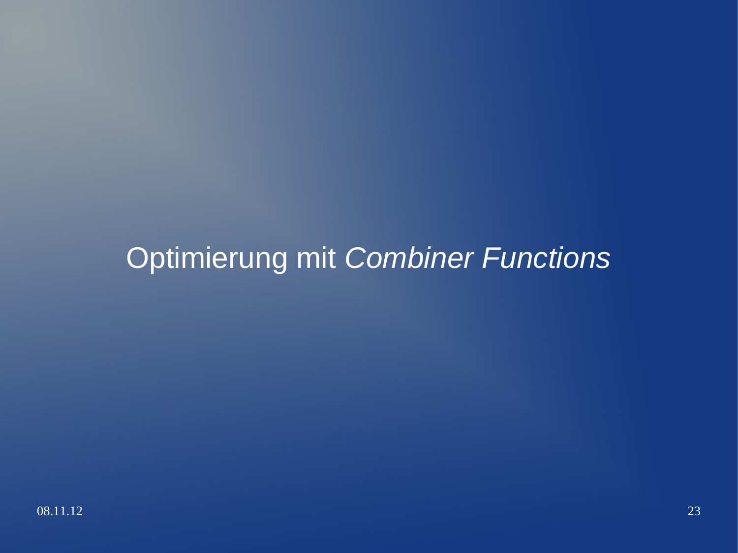# Optimierung mit *Combiner Functions*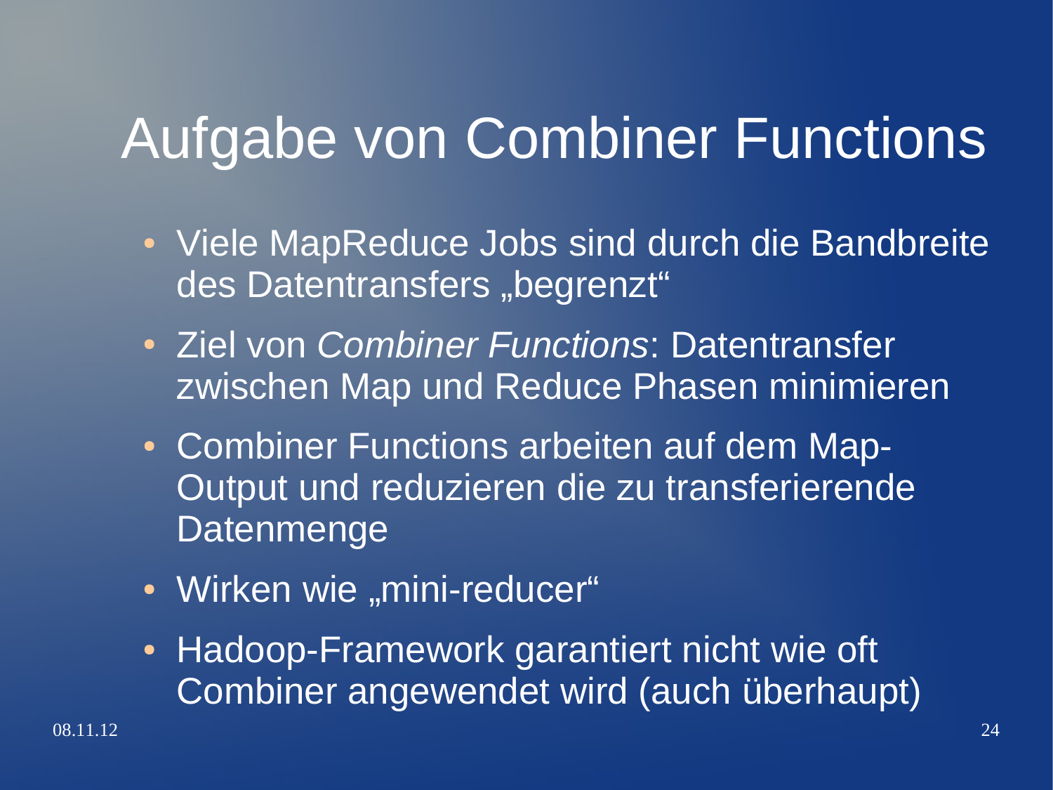# Aufgabe von Combiner Functions

- Viele MapReduce Jobs sind durch die Bandbreite des Datentransfers „begrenzt“
- Ziel von *Combiner Functions*: Datentransfer zwischen Map und Reduce Phasen minimieren
- Combiner Functions arbeiten auf dem Map-Output und reduzieren die zu transferierende Datenmenge
- Wirken wie „mini-reducer“
- Hadoop-Framework garantiert nicht wie oft Combiner angewendet wird (auch überhaupt)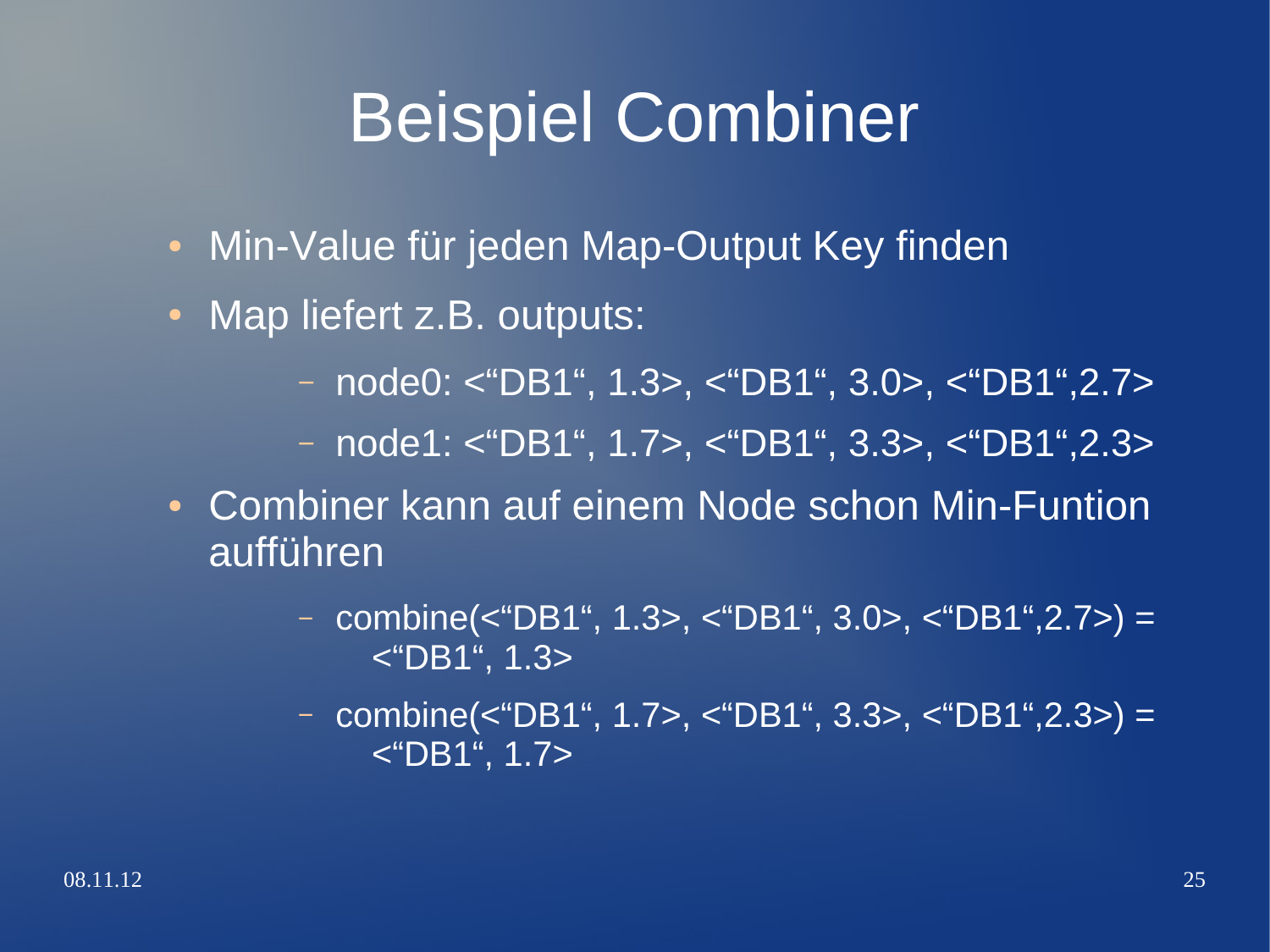# Beispiel Combiner

- Min-Value für jeden Map-Output Key finden
- Map liefert z.B. outputs:
  - node0: <"DB1", 1.3>, <"DB1", 3.0>, <"DB1",2.7>
  - node1: <"DB1", 1.7>, <"DB1", 3.3>, <"DB1",2.3>
- Combiner kann auf einem Node schon Min-Funtion aufführen
  - combine(<"DB1", 1.3>, <"DB1", 3.0>, <"DB1",2.7>) = <"DB1", 1.3>
  - combine(<"DB1", 1.7>, <"DB1", 3.3>, <"DB1",2.3>) = <"DB1", 1.7>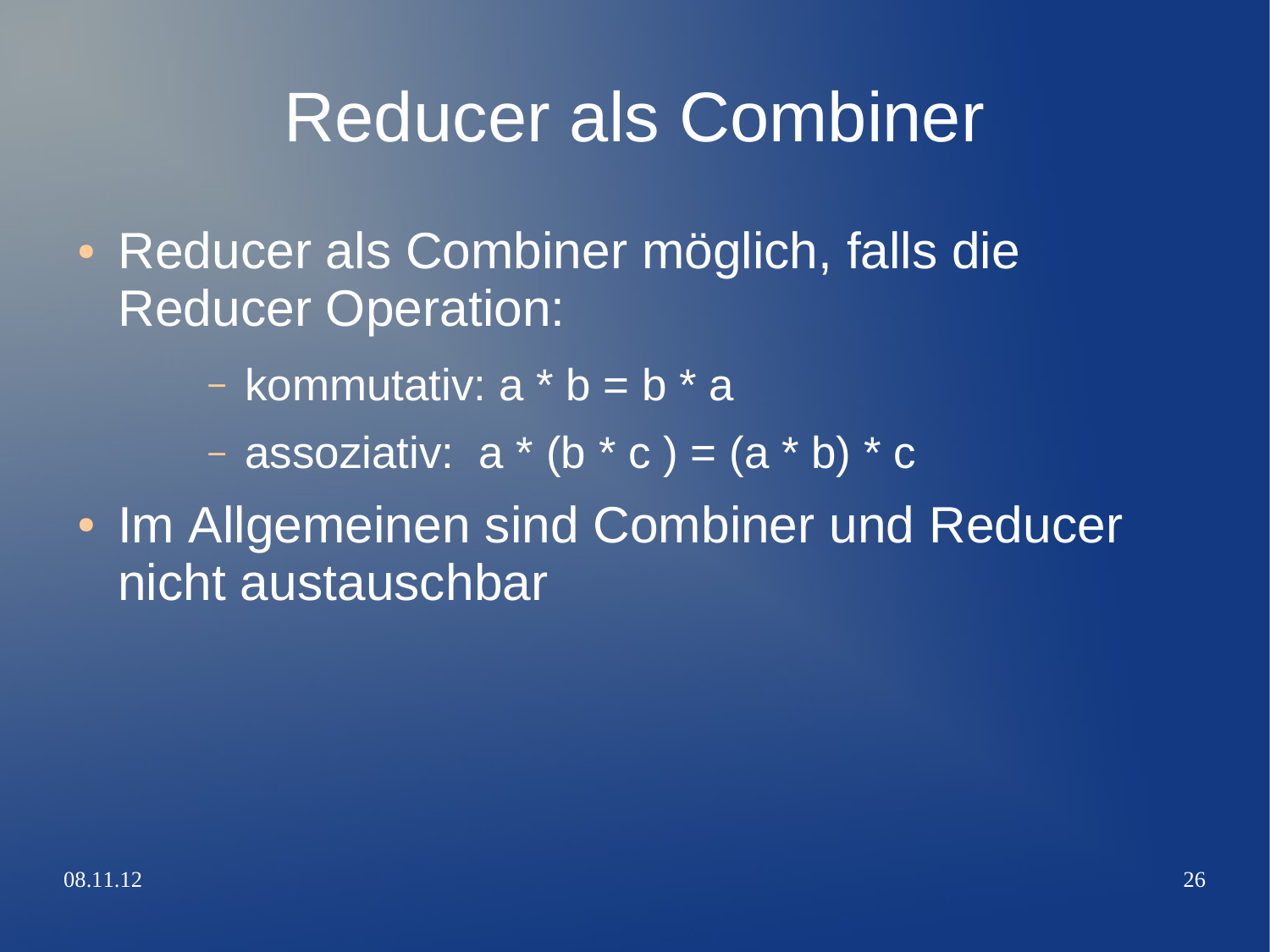# Reducer als Combiner

- Reducer als Combiner möglich, falls die Reducer Operation:
  - kommutativ: $a * b = b * a$
  - assoziativ: $a * (b * c) = (a * b) * c$
- Im Allgemeinen sind Combiner und Reducer nicht austauschbar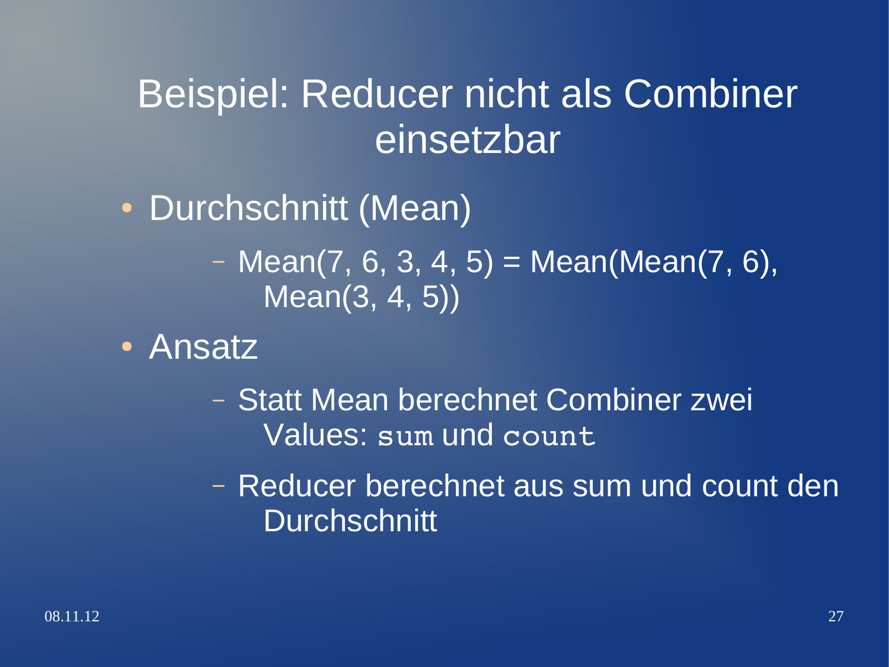# Beispiel: Reducer nicht als Combiner einsetzbar

- Durchschnitt (Mean)
  - Mean(7, 6, 3, 4, 5) = Mean(Mean(7, 6), Mean(3, 4, 5))
- Ansatz
  - Statt Mean berechnet Combiner zwei Values: `sum` und `count`
  - Reducer berechnet aus sum und count den Durchschnitt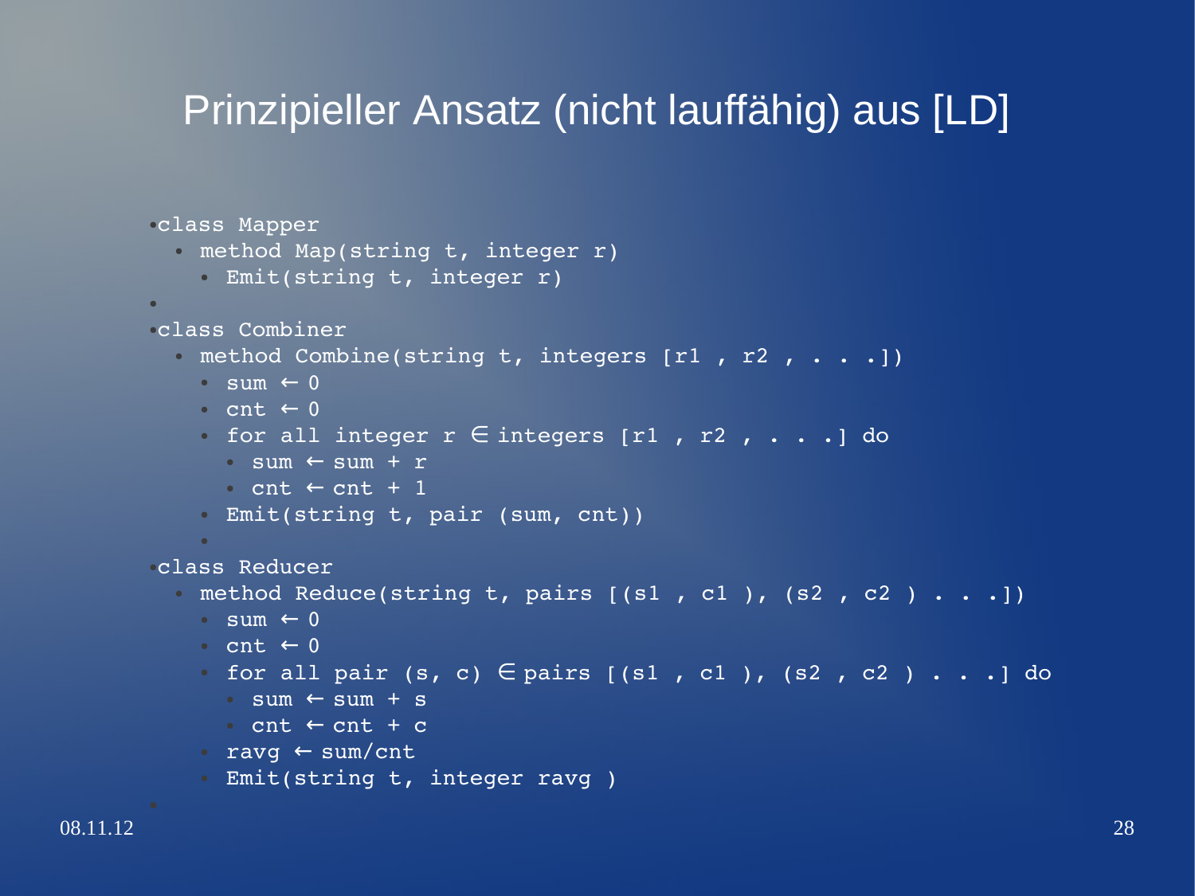# Prinzipieller Ansatz (nicht lauffähig) aus [LD]

```
class Mapper
  method Map(string t, integer r)
    Emit(string t, integer r)

class Combiner
  method Combine(string t, integers [r1 , r2 , . . .])
    sum ← 0
    cnt ← 0
    for all integer r ∈ integers [r1 , r2 , . . .] do
      sum ← sum + r
      cnt ← cnt + 1
    Emit(string t, pair (sum, cnt))

class Reducer
  method Reduce(string t, pairs [(s1 , c1 ), (s2 , c2 ) . . .])
    sum ← 0
    cnt ← 0
    for all pair (s, c) ∈ pairs [(s1 , c1 ), (s2 , c2 ) . . .] do
      sum ← sum + s
      cnt ← cnt + c
    ravg ← sum/cnt
    Emit(string t, integer ravg )
```

08.11.12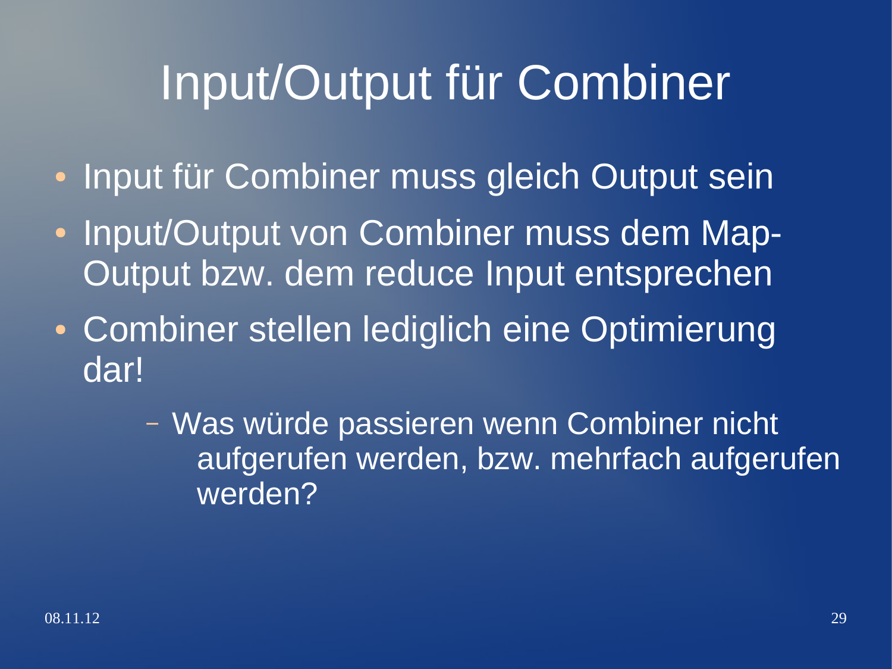# Input/Output für Combiner

- Input für Combiner muss gleich Output sein
- Input/Output von Combiner muss dem Map-Output bzw. dem reduce Input entsprechen
- Combiner stellen lediglich eine Optimierung dar!
  - Was würde passieren wenn Combiner nicht aufgerufen werden, bzw. mehrfach aufgerufen werden?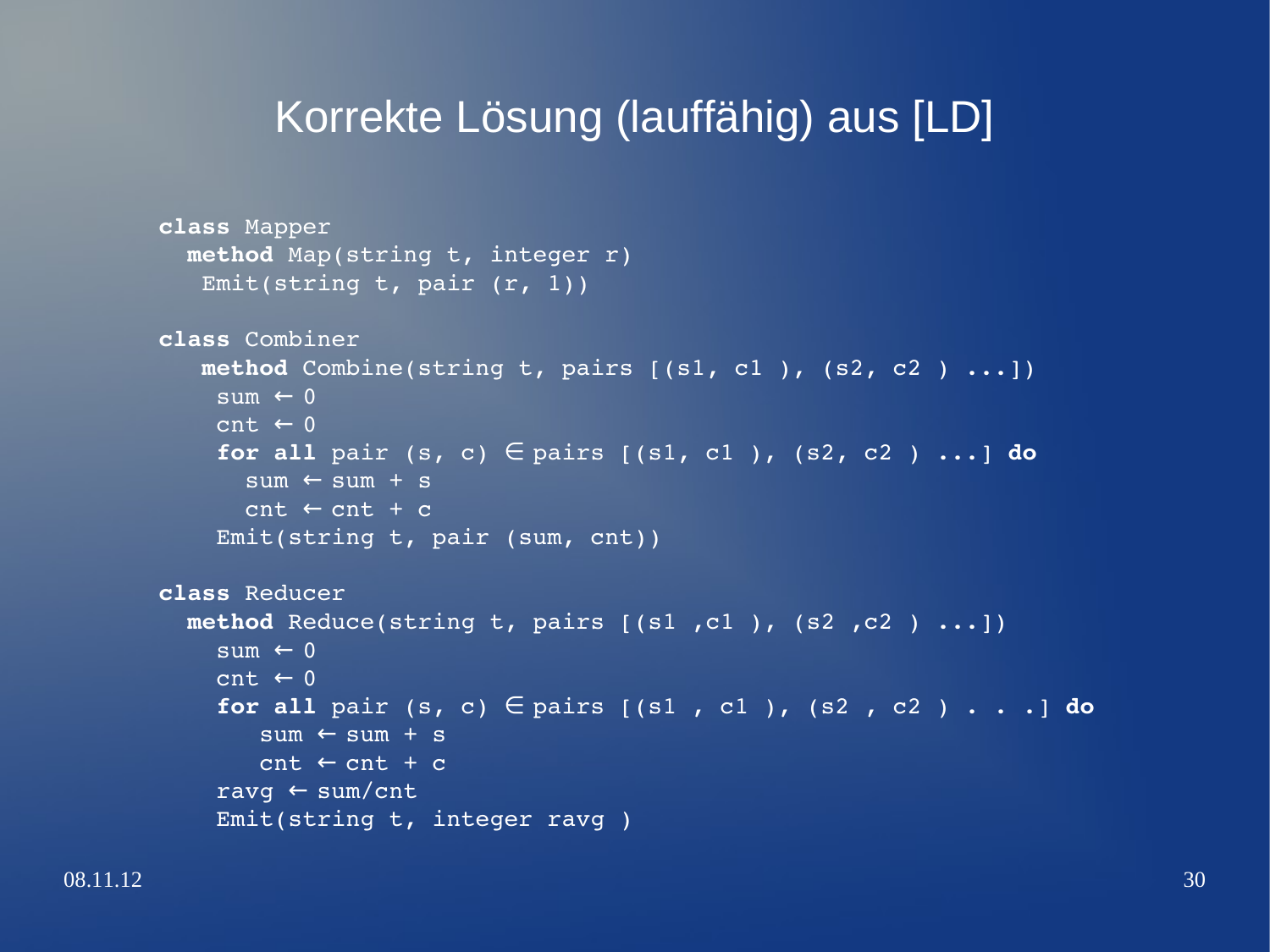# Korrekte Lösung (lauffähig) aus [LD]

```
class Mapper
  method Map(string t, integer r)
   Emit(string t, pair (r, 1))

class Combiner
   method Combine(string t, pairs [(s1, c1 ), (s2, c2 ) ...])
    sum ← 0
    cnt ← 0
    for all pair (s, c) ∈ pairs [(s1, c1 ), (s2, c2 ) ...] do
      sum ← sum + s
      cnt ← cnt + c
    Emit(string t, pair (sum, cnt))

class Reducer
  method Reduce(string t, pairs [(s1 ,c1 ), (s2 ,c2 ) ...])
    sum ← 0
    cnt ← 0
    for all pair (s, c) ∈ pairs [(s1 , c1 ), (s2 , c2 ) . . .] do
       sum ← sum + s
       cnt ← cnt + c
    ravg ← sum/cnt
    Emit(string t, integer ravg )
```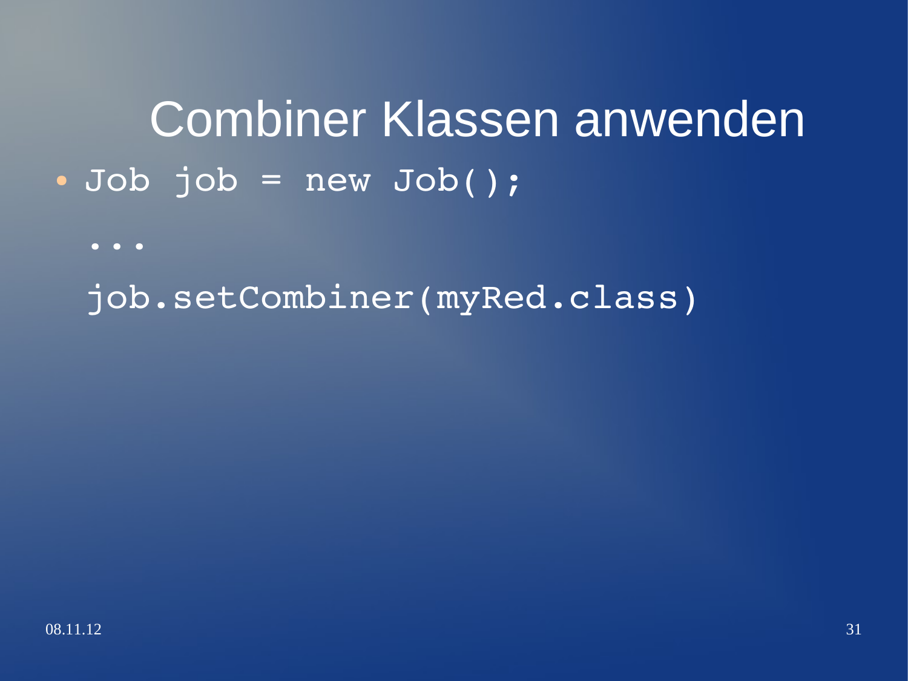# Combiner Klassen anwenden

- ```
  Job job = new Job();
  ...
  job.setCombiner(myRed.class)
  ```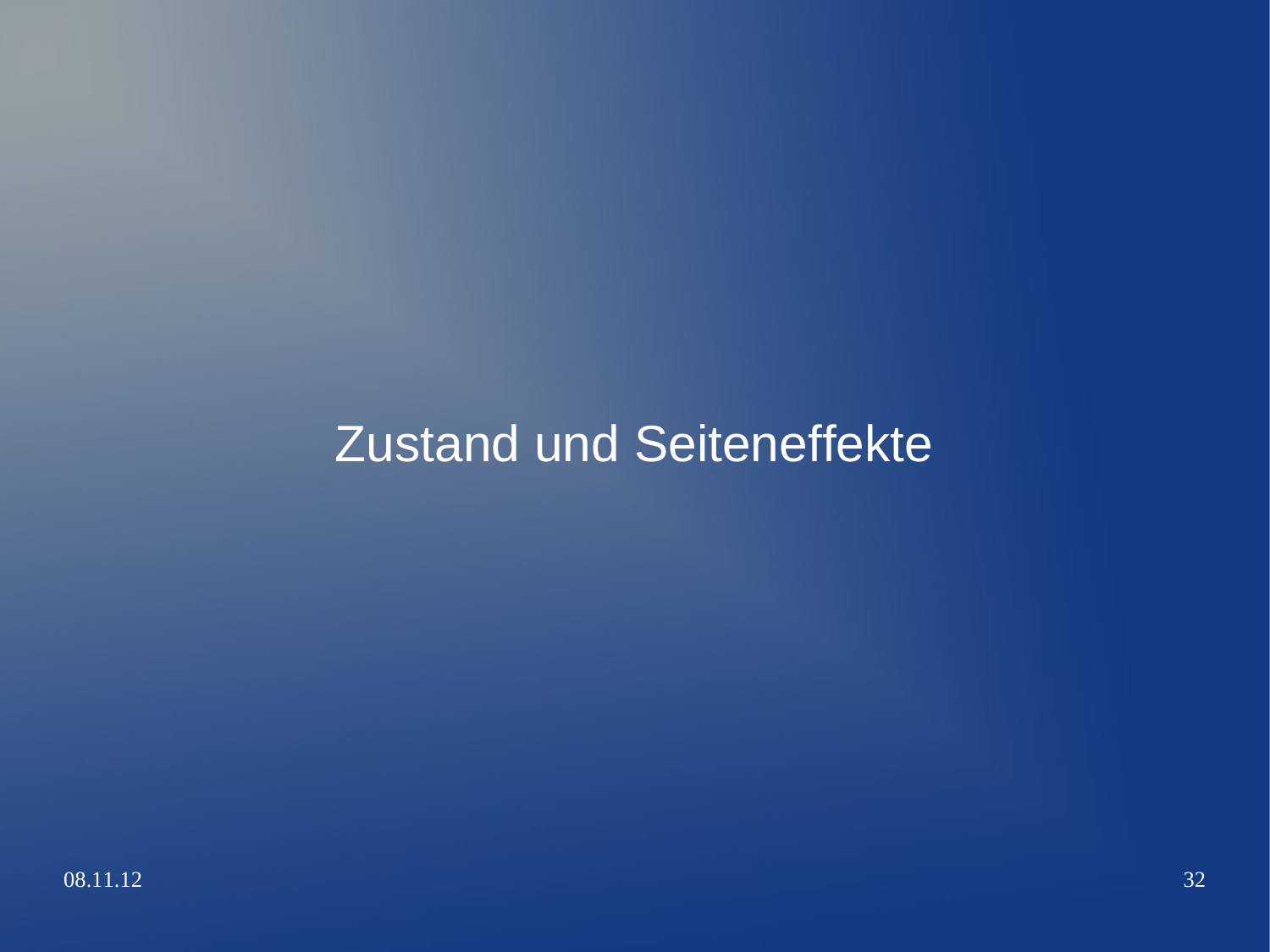# Zustand und Seiteneffekte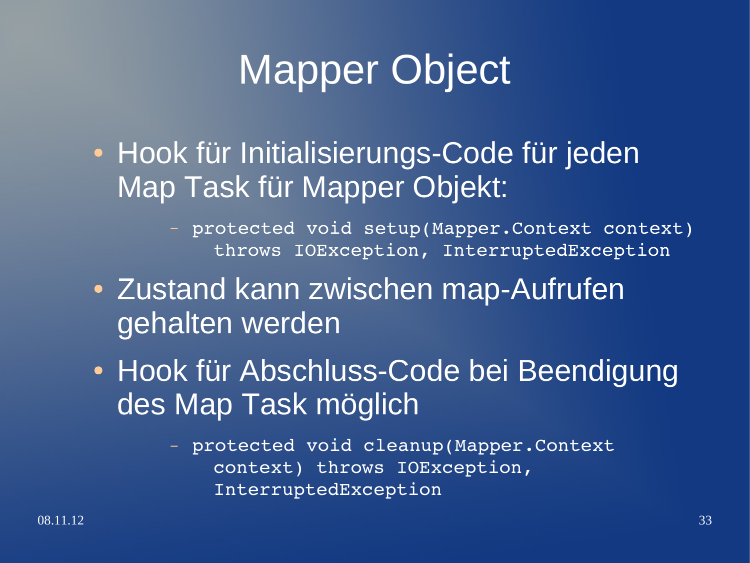# Mapper Object

- Hook für Initialisierungs-Code für jeden Map Task für Mapper Objekt:
  - `protected void setup(Mapper.Context context) throws IOException, InterruptedException`
- Zustand kann zwischen map-Aufrufen gehalten werden
- Hook für Abschluss-Code bei Beendigung des Map Task möglich
  - `protected void cleanup(Mapper.Context context) throws IOException, InterruptedException`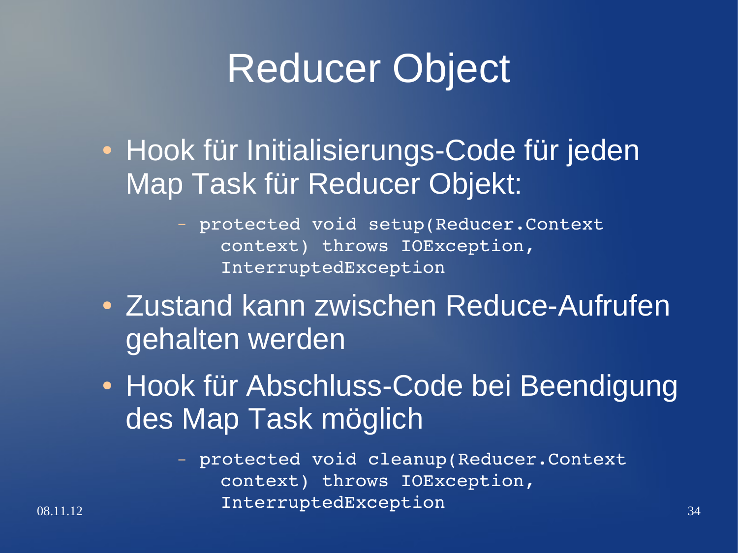# Reducer Object

- Hook für Initialisierungs-Code für jeden Map Task für Reducer Objekt:
  - `protected void setup(Reducer.Context context) throws IOException, InterruptedException`
- Zustand kann zwischen Reduce-Aufrufen gehalten werden
- Hook für Abschluss-Code bei Beendigung des Map Task möglich
  - `protected void cleanup(Reducer.Context context) throws IOException, InterruptedException`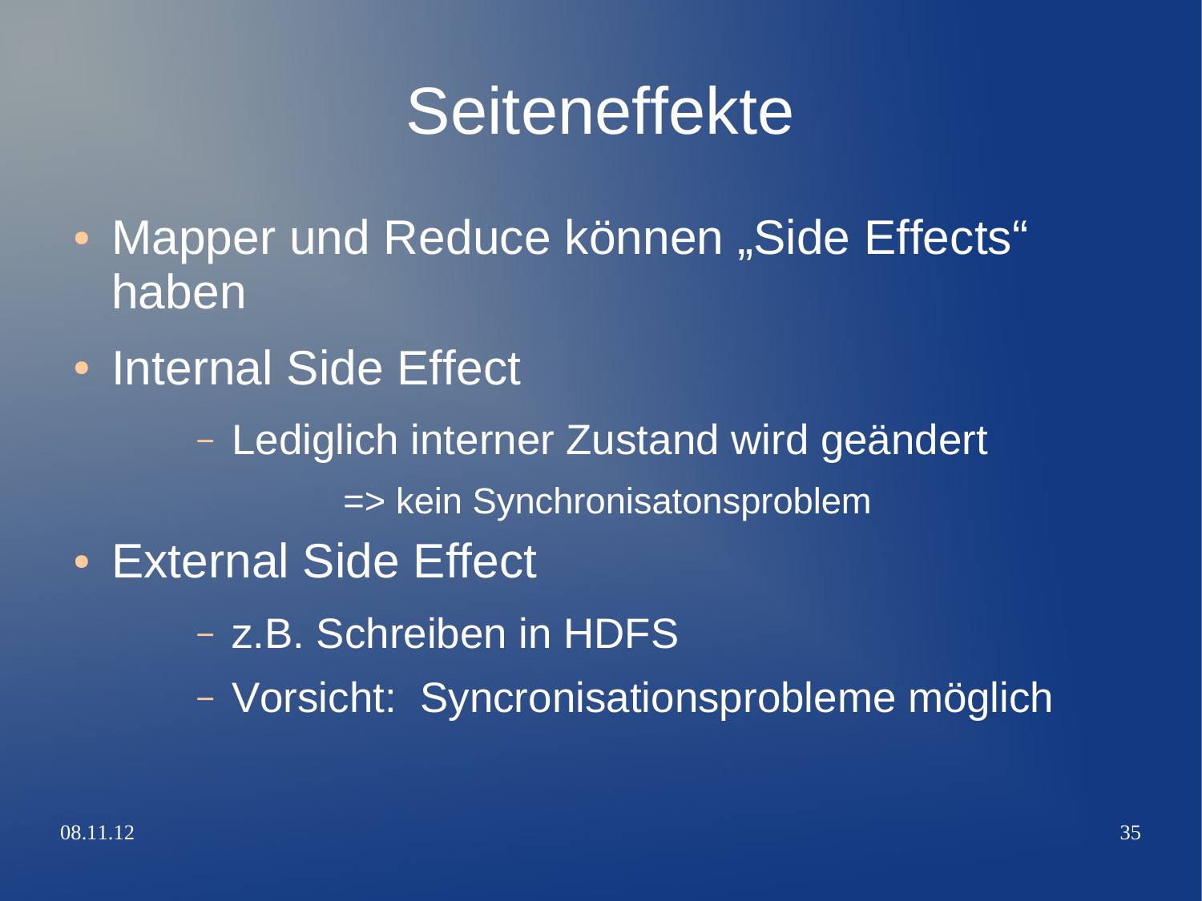# Seiteneffekte

- Mapper und Reduce können „Side Effects“ haben
- Internal Side Effect
  - Lediglich interner Zustand wird geändert

    => kein Synchronisatonsproblem
- External Side Effect
  - z.B. Schreiben in HDFS
  - Vorsicht: Syncronisationsprobleme möglich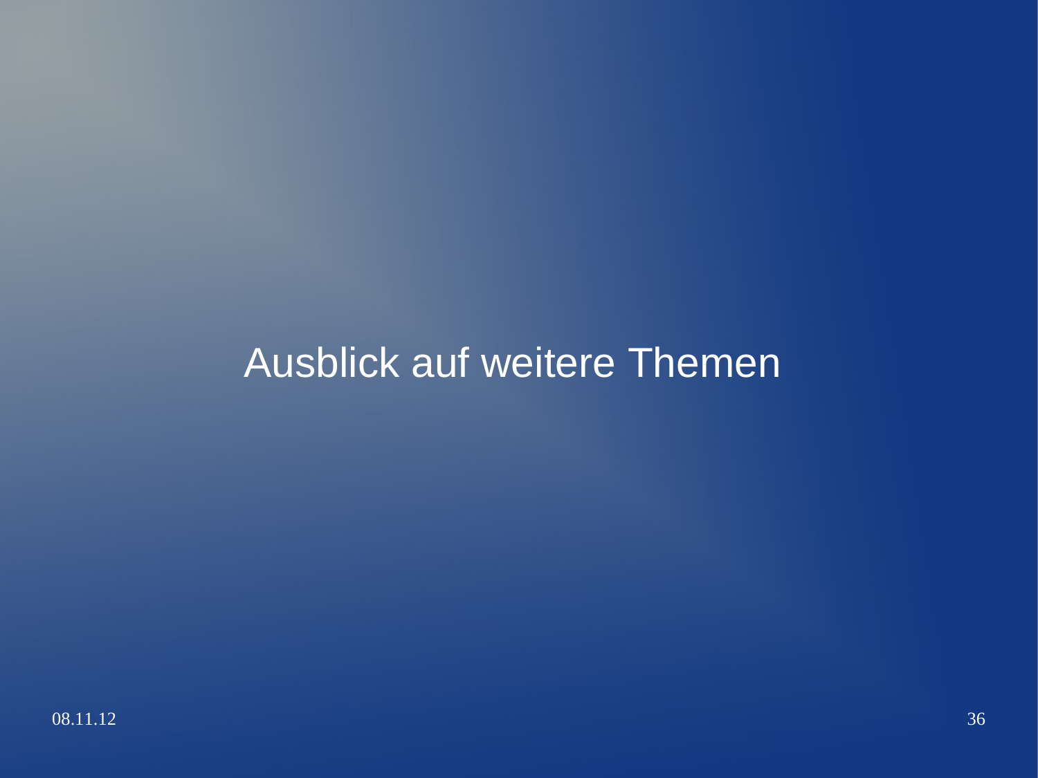# Ausblick auf weitere Themen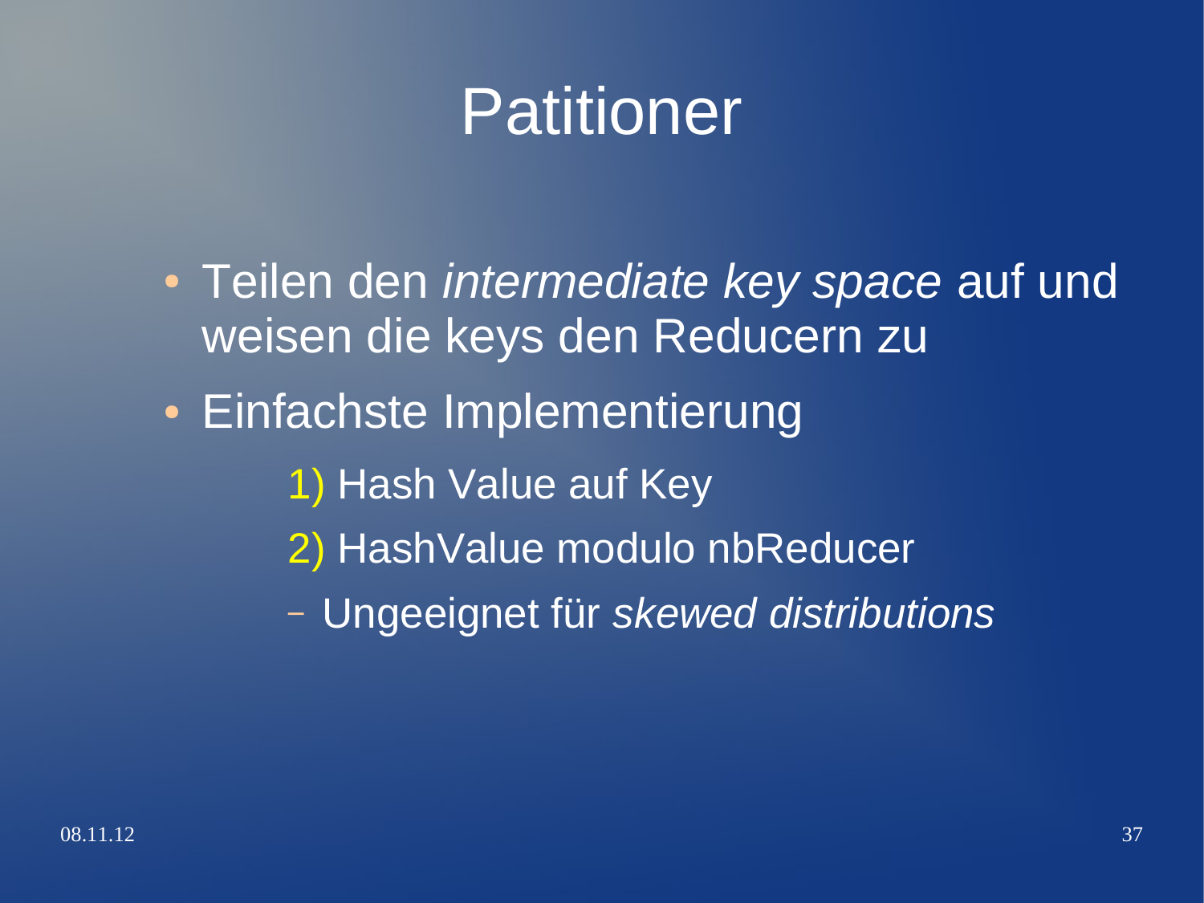# Patitioner

- Teilen den *intermediate key space* auf und weisen die keys den Reducern zu
- Einfachste Implementierung
  1) Hash Value auf Key
  2) HashValue modulo nbReducer
  - Ungeeignet für *skewed distributions*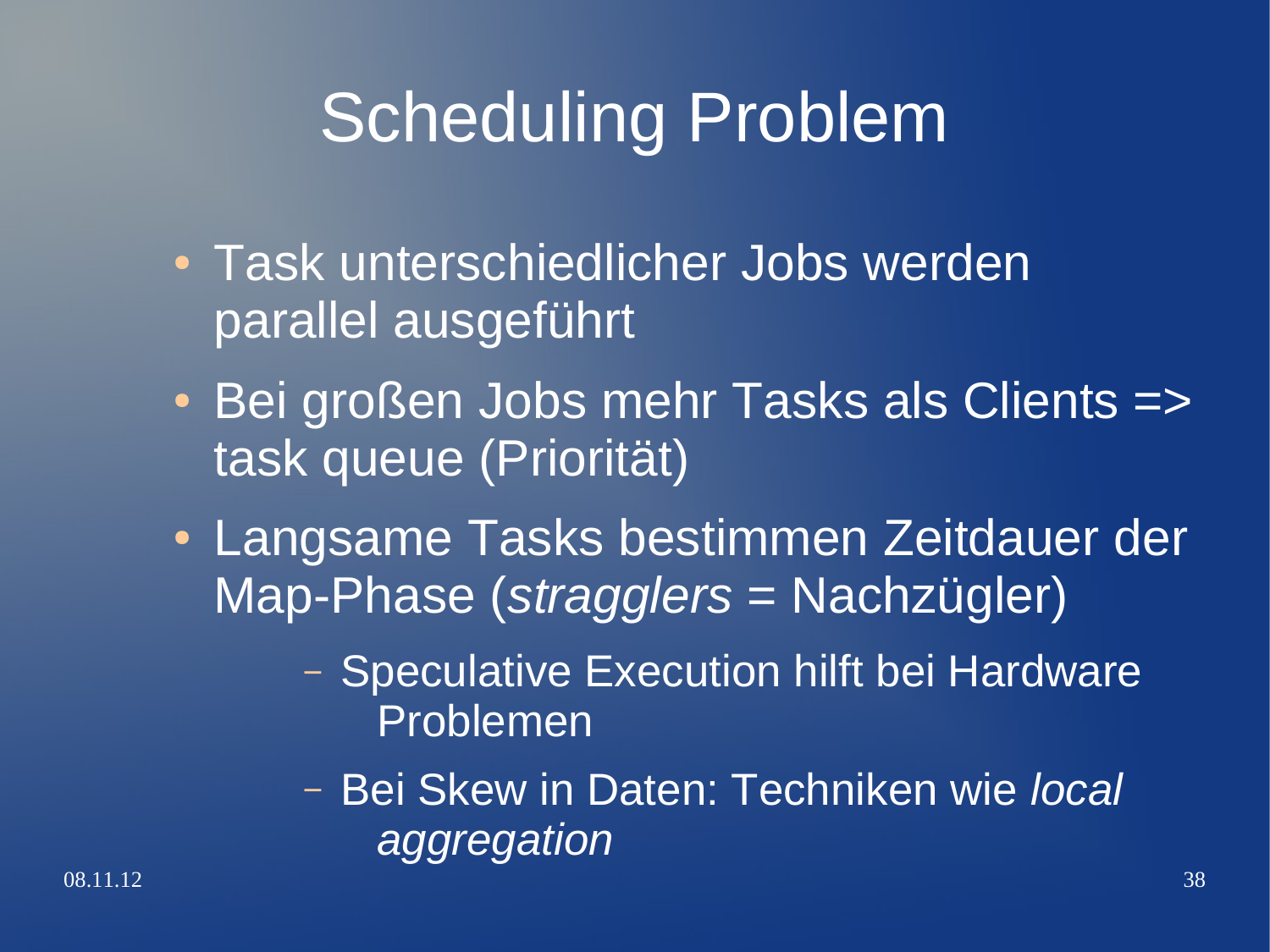# Scheduling Problem

- Task unterschiedlicher Jobs werden parallel ausgeführt
- Bei großen Jobs mehr Tasks als Clients => task queue (Priorität)
- Langsame Tasks bestimmen Zeitdauer der Map-Phase (*stragglers* = Nachzügler)
  - Speculative Execution hilft bei Hardware Problemen
  - Bei Skew in Daten: Techniken wie *local aggregation*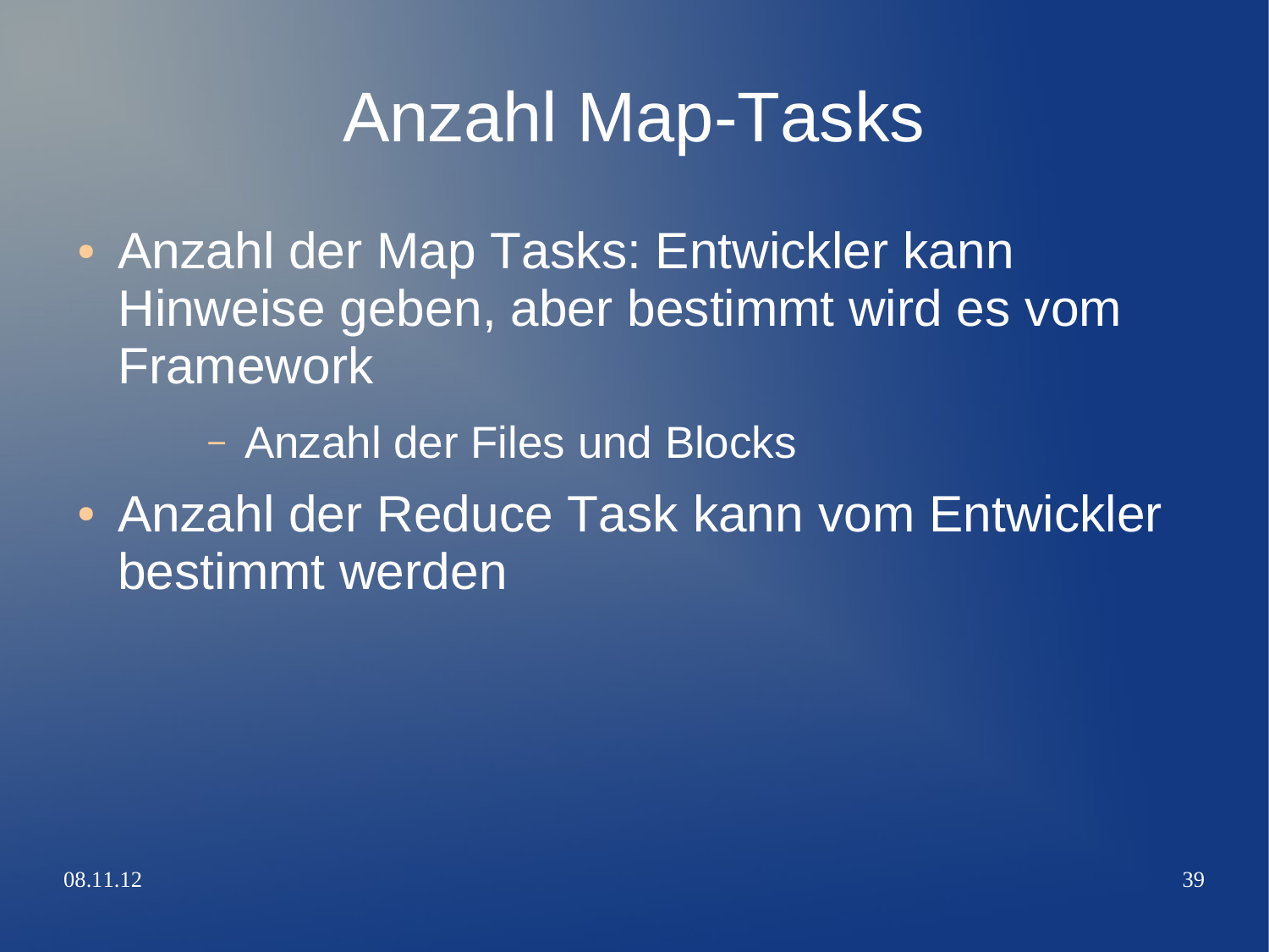# Anzahl Map-Tasks

- Anzahl der Map Tasks: Entwickler kann Hinweise geben, aber bestimmt wird es vom Framework
  - Anzahl der Files und Blocks
- Anzahl der Reduce Task kann vom Entwickler bestimmt werden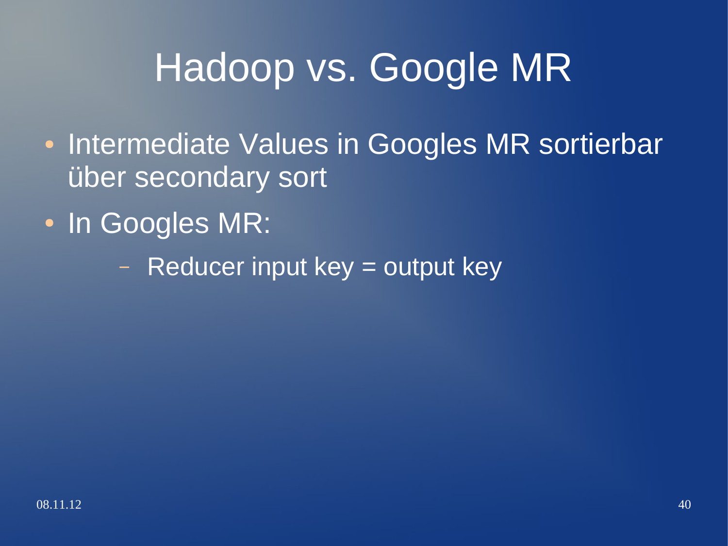# Hadoop vs. Google MR

- Intermediate Values in Googles MR sortierbar über secondary sort
- In Googles MR:
  - Reducer input key = output key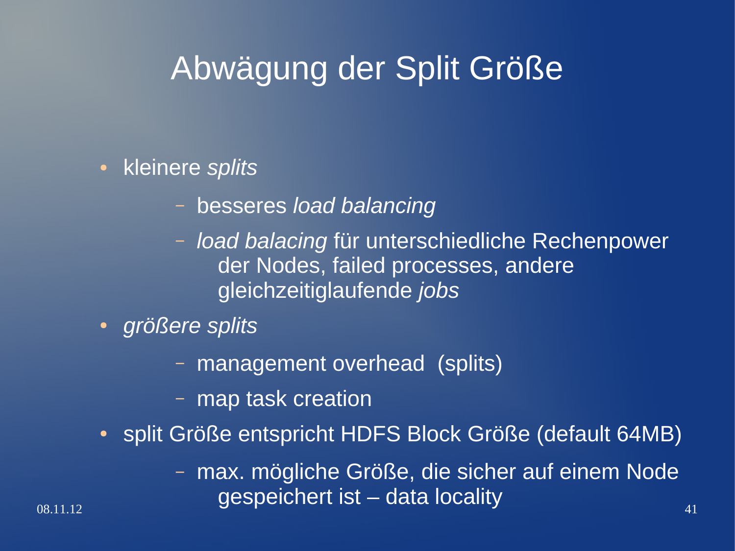# Abwägung der Split Größe

- kleinere *splits*
  - besseres *load balancing*
  - *load balacing* für unterschiedliche Rechenpower der Nodes, failed processes, andere gleichzeitiglaufende *jobs*
- *größere splits*
  - management overhead  (splits)
  - map task creation
- split Größe entspricht HDFS Block Größe (default 64MB)
  - max. mögliche Größe, die sicher auf einem Node gespeichert ist – data locality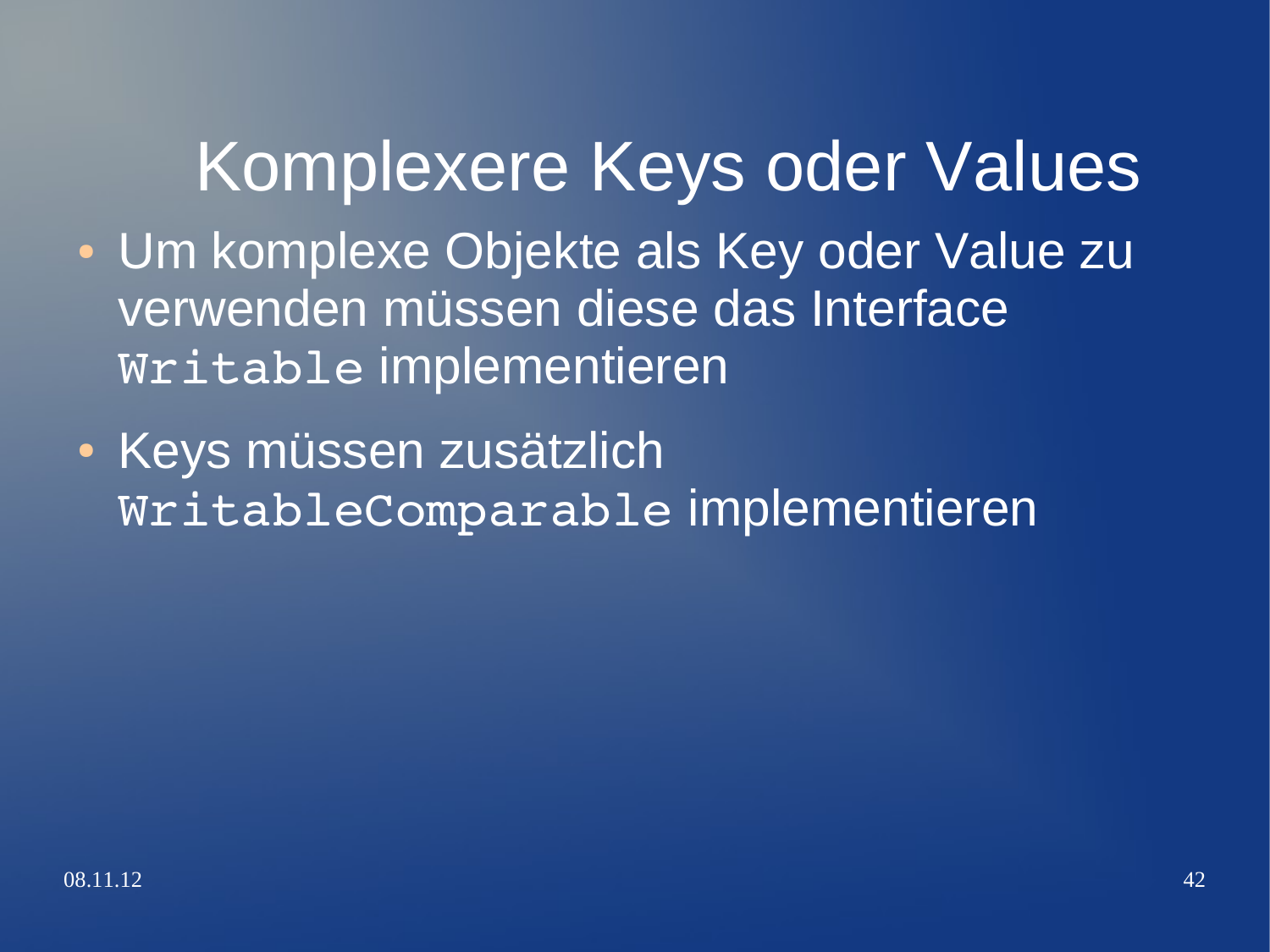# Komplexere Keys oder Values

- Um komplexe Objekte als Key oder Value zu verwenden müssen diese das Interface `Writable` implementieren
- Keys müssen zusätzlich `WritableComparable` implementieren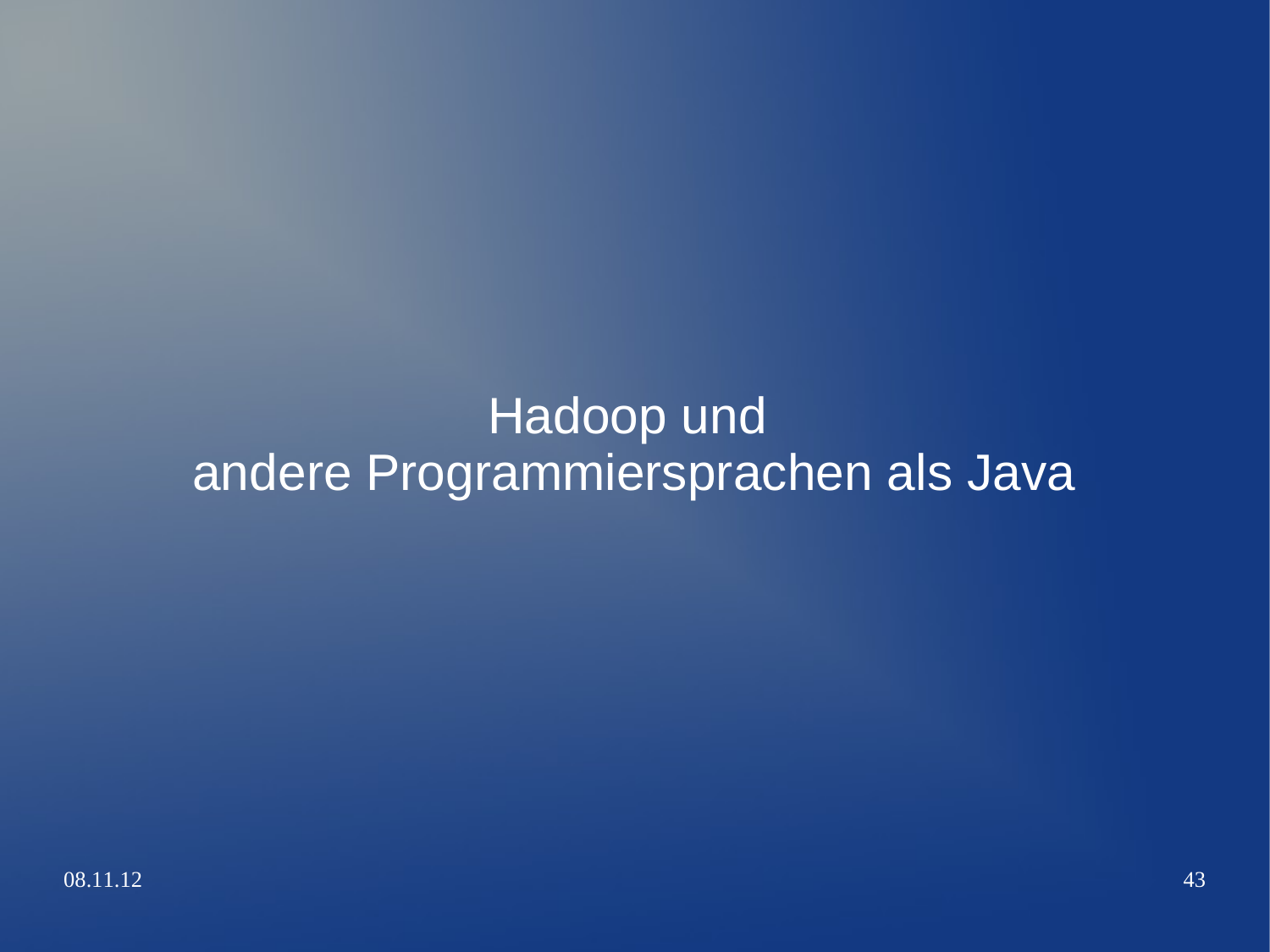# Hadoop und andere Programmiersprachen als Java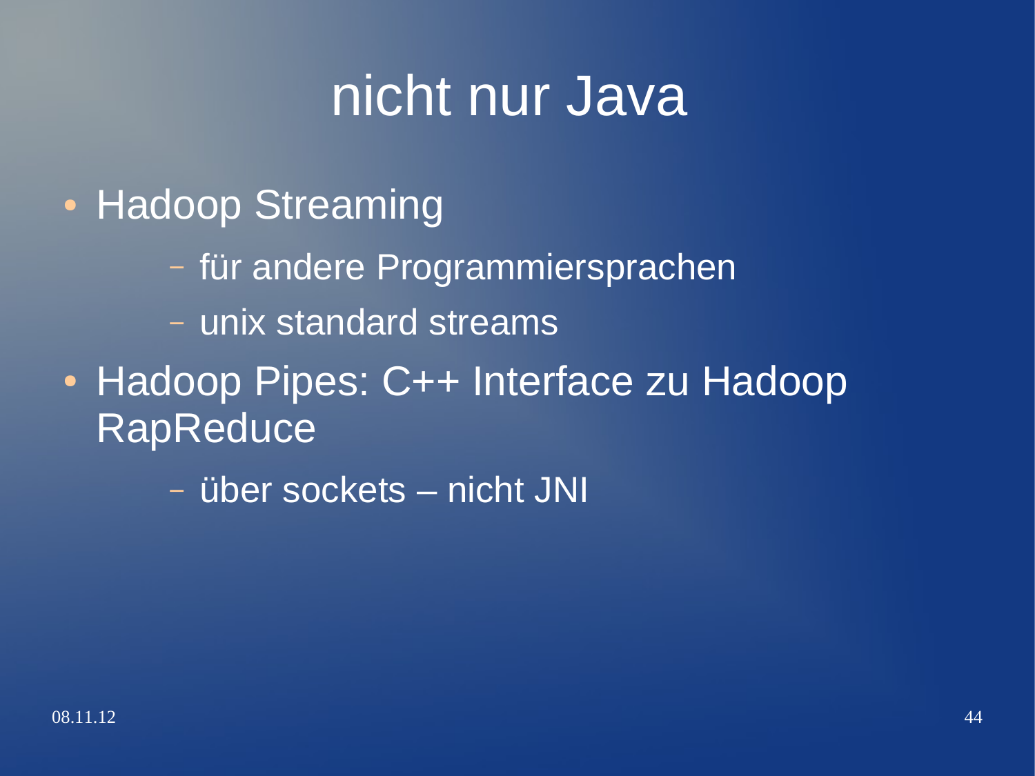# nicht nur Java

- Hadoop Streaming
  - für andere Programmiersprachen
  - unix standard streams
- Hadoop Pipes: C++ Interface zu Hadoop RapReduce
  - über sockets – nicht JNI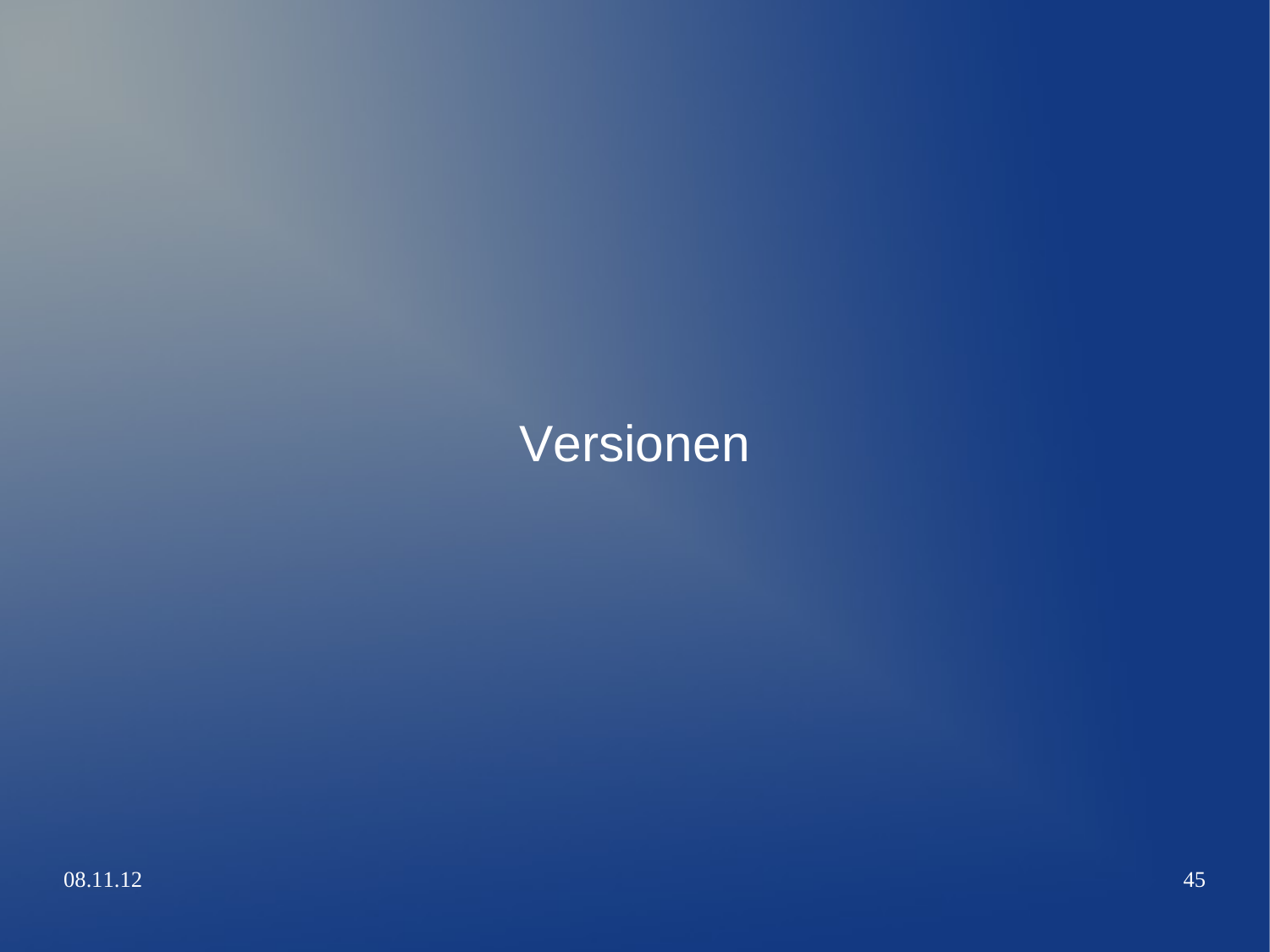# Versionen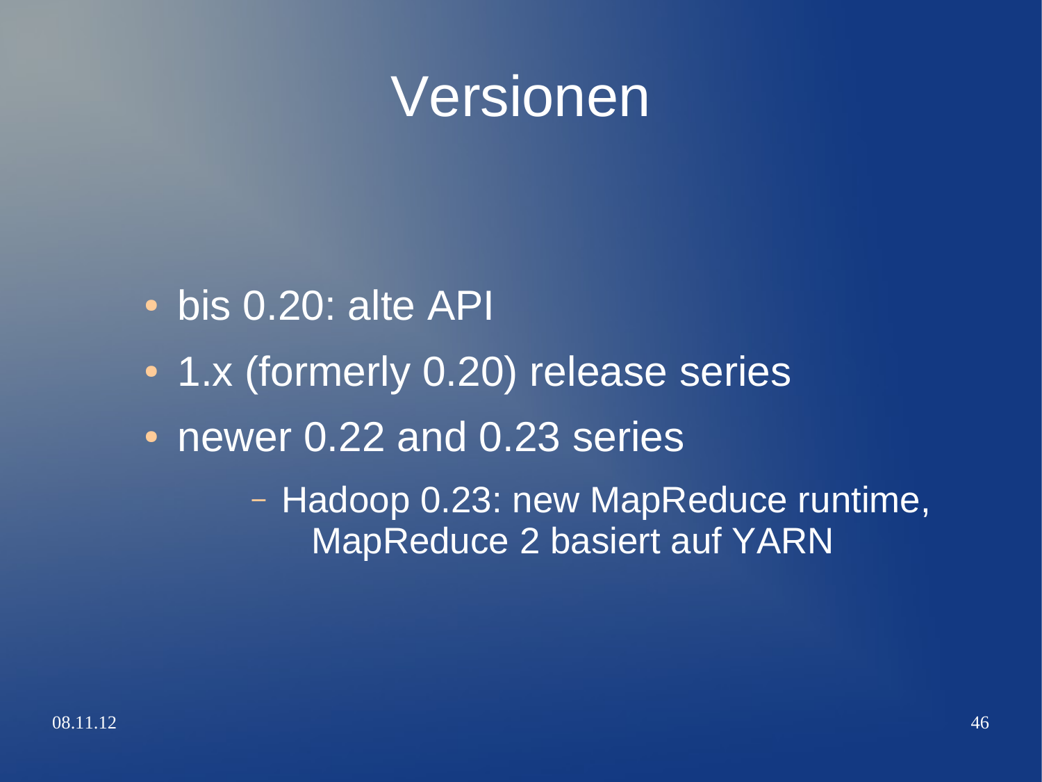# Versionen

- bis 0.20: alte API
- 1.x (formerly 0.20) release series
- newer 0.22 and 0.23 series
  - Hadoop 0.23: new MapReduce runtime, MapReduce 2 basiert auf YARN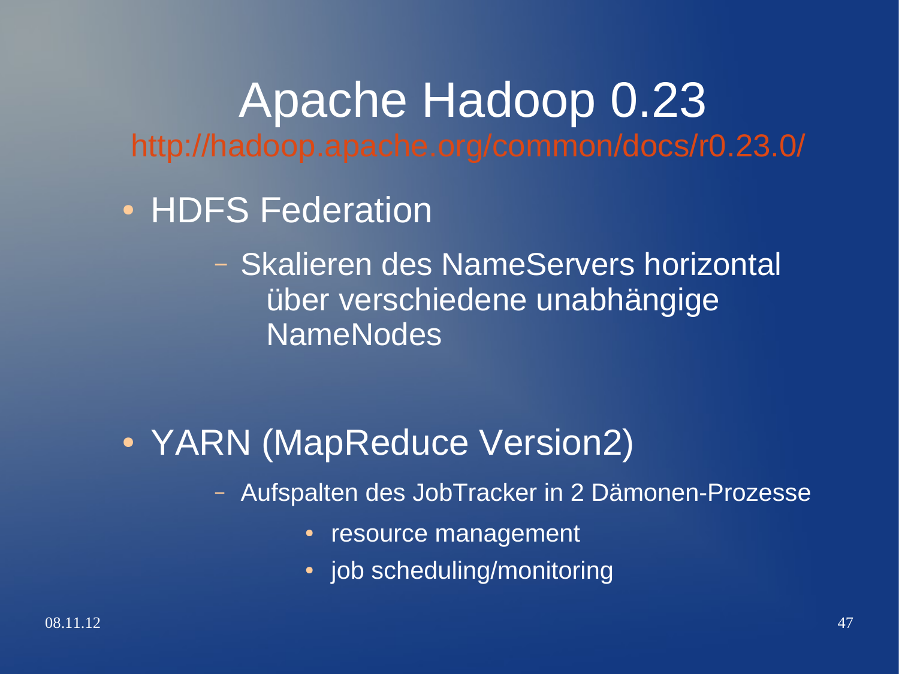# Apache Hadoop 0.23

http://hadoop.apache.org/common/docs/r0.23.0/

- HDFS Federation
  - Skalieren des NameServers horizontal über verschiedene unabhängige NameNodes

- YARN (MapReduce Version2)
  - Aufspalten des JobTracker in 2 Dämonen-Prozesse
    - resource management
    - job scheduling/monitoring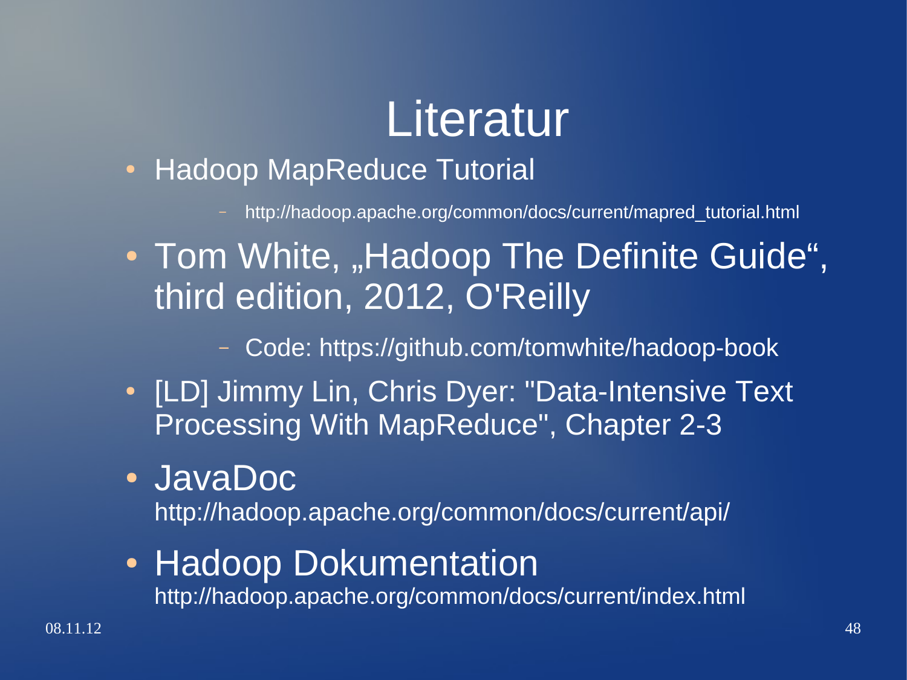# Literatur

- Hadoop MapReduce Tutorial
  - http://hadoop.apache.org/common/docs/current/mapred_tutorial.html
- Tom White, „Hadoop The Definite Guide“, third edition, 2012, O'Reilly
  - Code: https://github.com/tomwhite/hadoop-book
- [LD] Jimmy Lin, Chris Dyer: "Data-Intensive Text Processing With MapReduce", Chapter 2-3
- JavaDoc
  http://hadoop.apache.org/common/docs/current/api/
- Hadoop Dokumentation
  http://hadoop.apache.org/common/docs/current/index.html